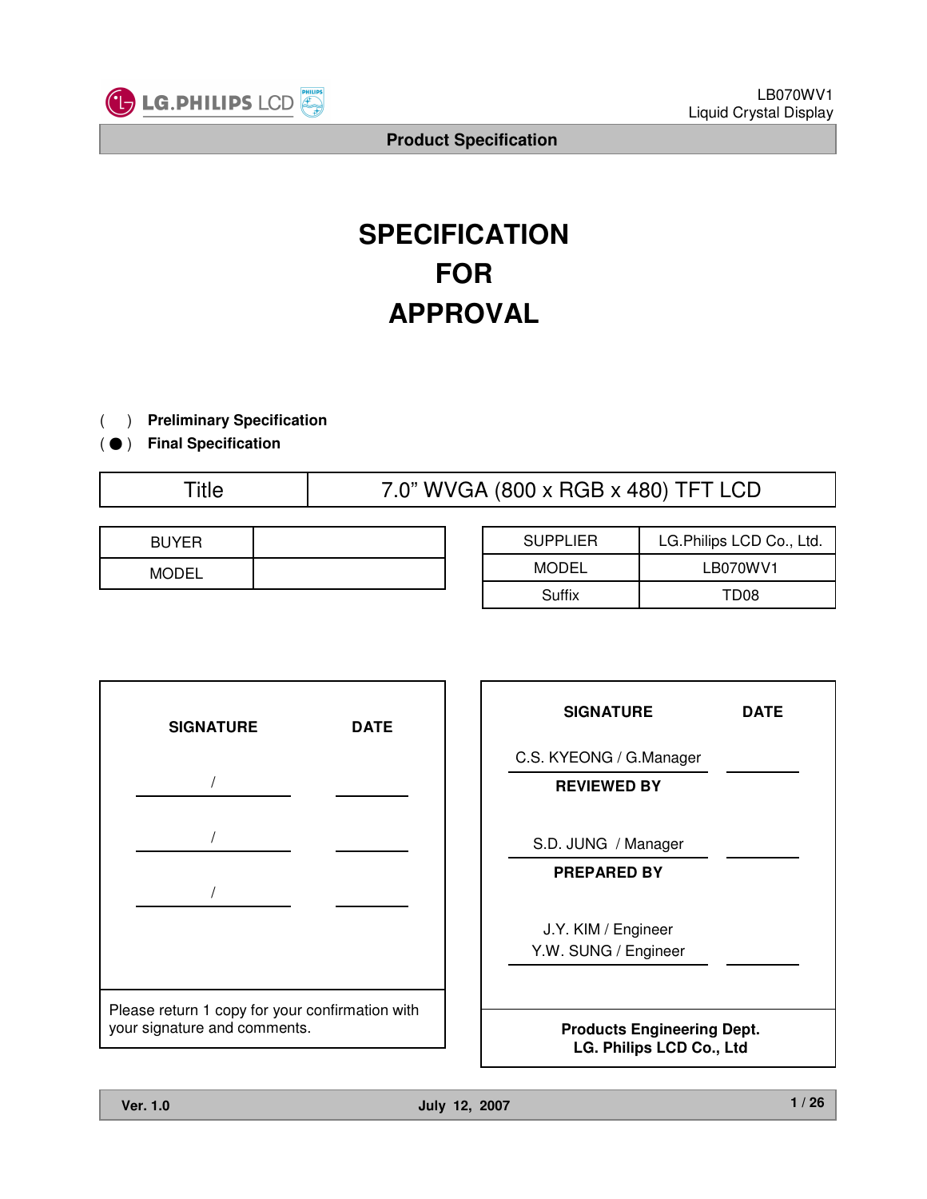# SPECIFICATION FOR APPROVAL

( ) **Preliminary Specification**
( ● ) **Final Specification**

| Title | 7.0" WVGA (800 x RGB x 480) TFT LCD |
|---|---|

| BUYER | |
|---|---|
| MODEL | |

| SUPPLIER | LG.Philips LCD Co., Ltd. |
|---|---|
| MODEL | LB070WV1 |
| Suffix | TD08 |

| SIGNATURE | DATE |
|---|---|
| / | |
| / | |
| / | |

Please return 1 copy for your confirmation with your signature and comments.

| SIGNATURE | DATE |
|---|---|
| C.S. KYEONG / G.Manager | |
| **REVIEWED BY** | |
| S.D. JUNG / Manager | |
| **PREPARED BY** | |
| J.Y. KIM / Engineer<br>Y.W. SUNG / Engineer | |

**Products Engineering Dept.**
**LG. Philips LCD Co., Ltd**

Ver. 1.0 July 12, 2007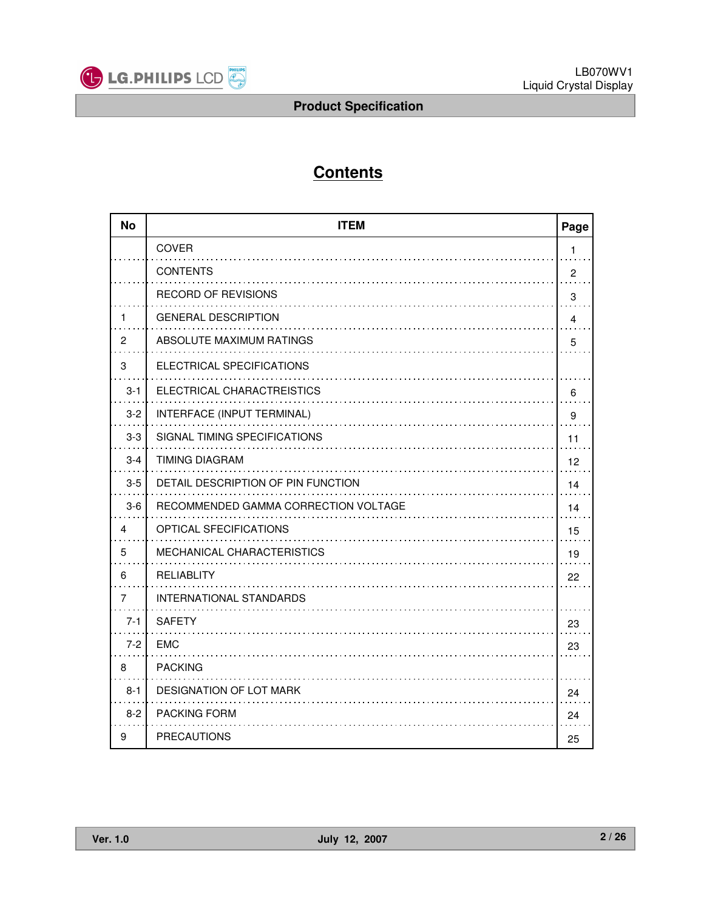# Contents

| No | ITEM | Page |
|---|---|---|
| | COVER | 1 |
| | CONTENTS | 2 |
| | RECORD OF REVISIONS | 3 |
| 1 | GENERAL DESCRIPTION | 4 |
| 2 | ABSOLUTE MAXIMUM RATINGS | 5 |
| 3 | ELECTRICAL SPECIFICATIONS | |
| 3-1 | ELECTRICAL CHARACTREISTICS | 6 |
| 3-2 | INTERFACE (INPUT TERMINAL) | 9 |
| 3-3 | SIGNAL TIMING SPECIFICATIONS | 11 |
| 3-4 | TIMING DIAGRAM | 12 |
| 3-5 | DETAIL DESCRIPTION OF PIN FUNCTION | 14 |
| 3-6 | RECOMMENDED GAMMA CORRECTION VOLTAGE | 14 |
| 4 | OPTICAL SFECIFICATIONS | 15 |
| 5 | MECHANICAL CHARACTERISTICS | 19 |
| 6 | RELIABLITY | 22 |
| 7 | INTERNATIONAL STANDARDS | |
| 7-1 | SAFETY | 23 |
| 7-2 | EMC | 23 |
| 8 | PACKING | |
| 8-1 | DESIGNATION OF LOT MARK | 24 |
| 8-2 | PACKING FORM | 24 |
| 9 | PRECAUTIONS | 25 |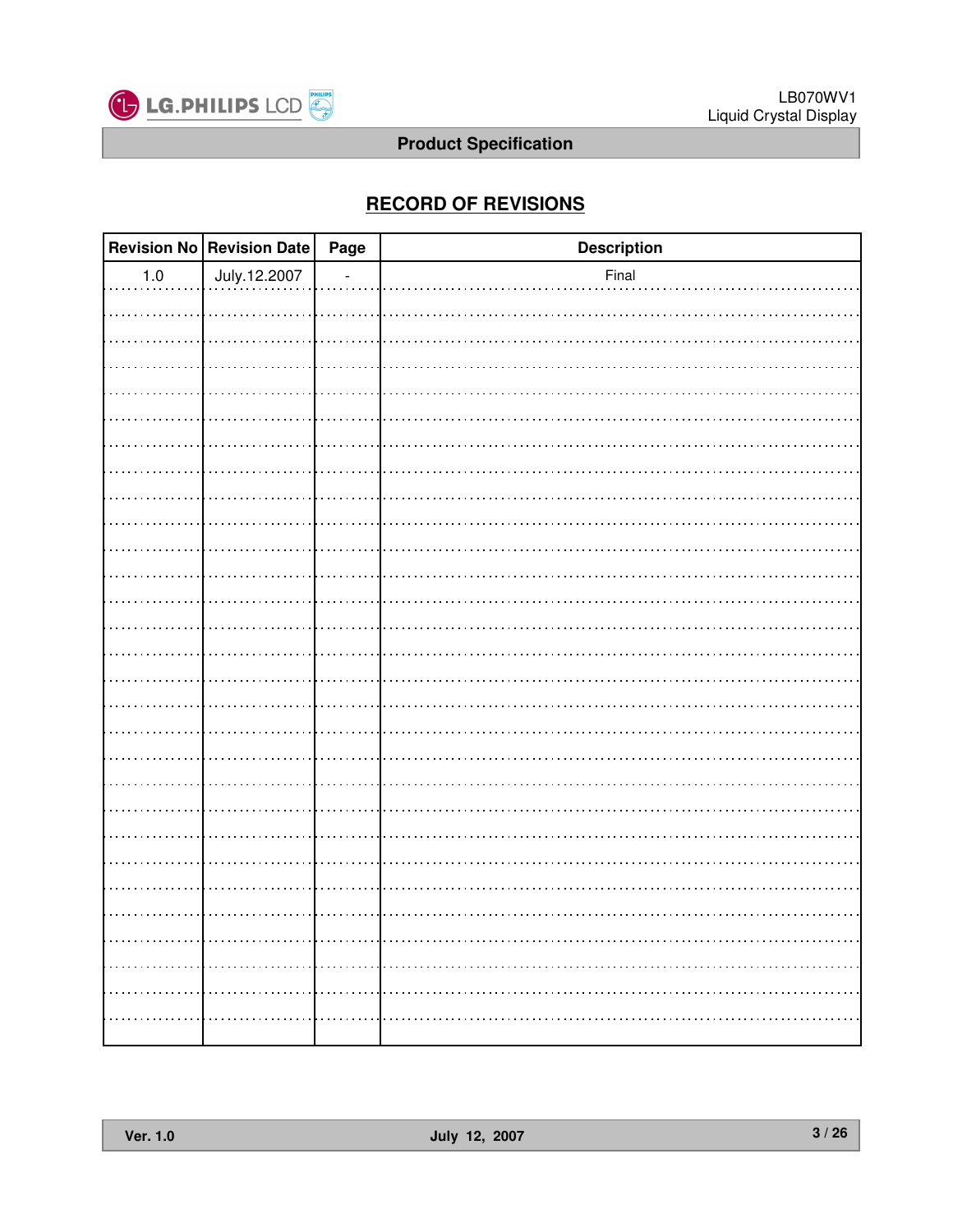## RECORD OF REVISIONS

| Revision No | Revision Date | Page | Description |
|---|---|---|---|
| 1.0 | July.12.2007 | - | Final |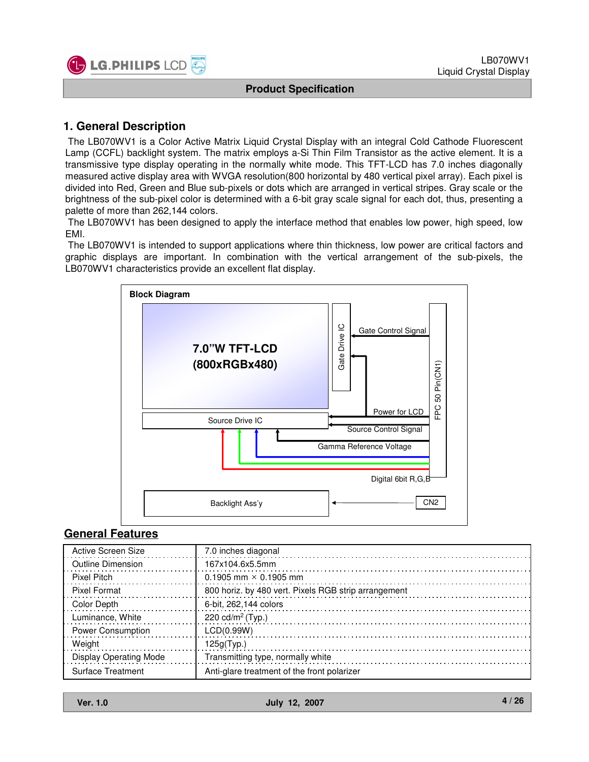## 1. General Description

The LB070WV1 is a Color Active Matrix Liquid Crystal Display with an integral Cold Cathode Fluorescent Lamp (CCFL) backlight system. The matrix employs a-Si Thin Film Transistor as the active element. It is a transmissive type display operating in the normally white mode. This TFT-LCD has 7.0 inches diagonally measured active display area with WVGA resolution(800 horizontal by 480 vertical pixel array). Each pixel is divided into Red, Green and Blue sub-pixels or dots which are arranged in vertical stripes. Gray scale or the brightness of the sub-pixel color is determined with a 6-bit gray scale signal for each dot, thus, presenting a palette of more than 262,144 colors.

The LB070WV1 has been designed to apply the interface method that enables low power, high speed, low EMI.

The LB070WV1 is intended to support applications where thin thickness, low power are critical factors and graphic displays are important. In combination with the vertical arrangement of the sub-pixels, the LB070WV1 characteristics provide an excellent flat display.

**Block Diagram**

7.0"W TFT-LCD (800xRGBx480)

Gate Drive IC

Gate Control Signal

Power for LCD

Source Drive IC

Source Control Signal

Gamma Reference Voltage

Digital 6bit R,G,B

FPC 50 Pin(CN1)

Backlight Ass'y

CN2

## General Features

| | |
|---|---|
| Active Screen Size | 7.0 inches diagonal |
| Outline Dimension | 167x104.6x5.5mm |
| Pixel Pitch | 0.1905 mm × 0.1905 mm |
| Pixel Format | 800 horiz. by 480 vert. Pixels RGB strip arrangement |
| Color Depth | 6-bit, 262,144 colors |
| Luminance, White | 220 cd/m$^2$ (Typ.) |
| Power Consumption | LCD(0.99W) |
| Weight | 125g(Typ.) |
| Display Operating Mode | Transmitting type, normally white |
| Surface Treatment | Anti-glare treatment of the front polarizer |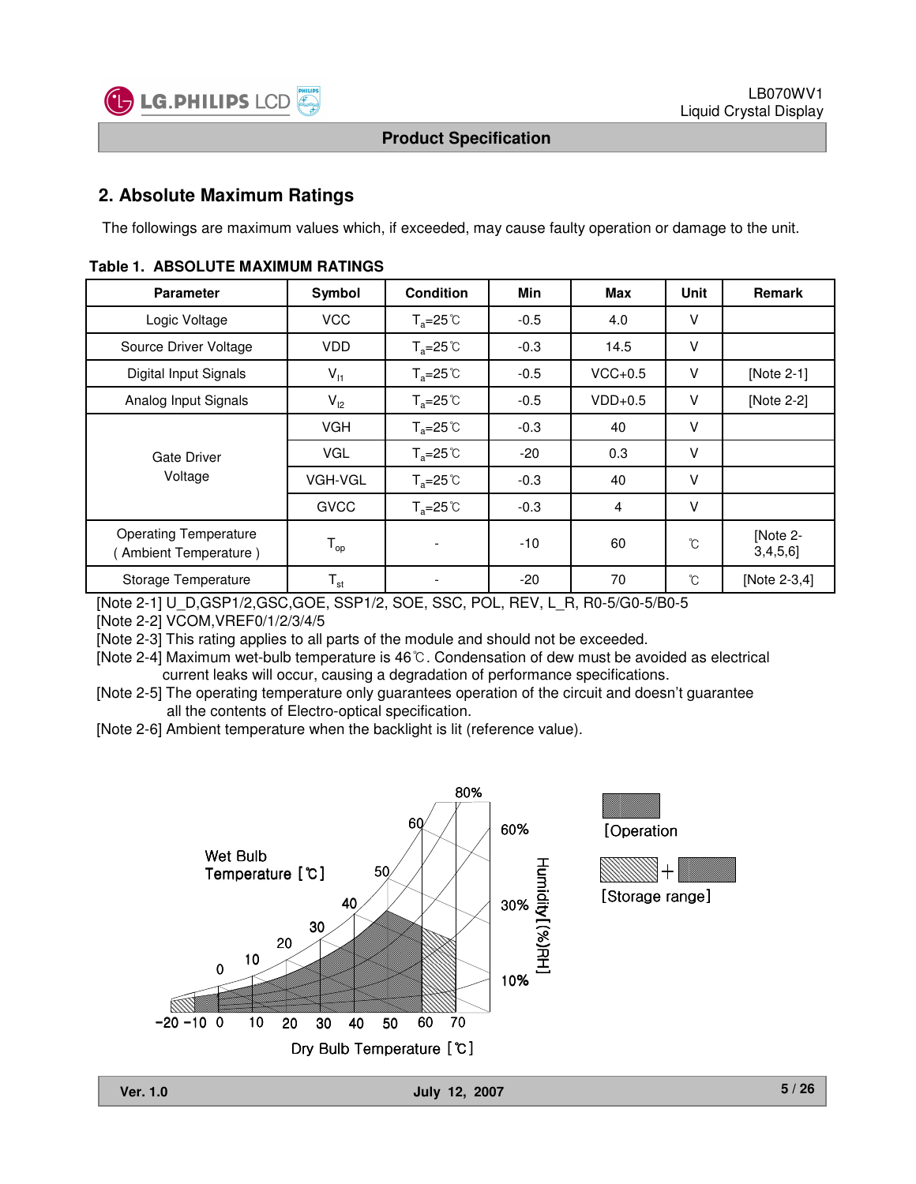## 2. Absolute Maximum Ratings

The followings are maximum values which, if exceeded, may cause faulty operation or damage to the unit.

**Table 1. ABSOLUTE MAXIMUM RATINGS**

| Parameter | Symbol | Condition | Min | Max | Unit | Remark |
|---|---|---|---|---|---|---|
| Logic Voltage | VCC | $T_a$=25℃ | -0.5 | 4.0 | V | |
| Source Driver Voltage | VDD | $T_a$=25℃ | -0.3 | 14.5 | V | |
| Digital Input Signals | $V_{I1}$ | $T_a$=25℃ | -0.5 | VCC+0.5 | V | [Note 2-1] |
| Analog Input Signals | $V_{I2}$ | $T_a$=25℃ | -0.5 | VDD+0.5 | V | [Note 2-2] |
| Gate Driver Voltage | VGH | $T_a$=25℃ | -0.3 | 40 | V | |
| | VGL | $T_a$=25℃ | -20 | 0.3 | V | |
| | VGH-VGL | $T_a$=25℃ | -0.3 | 40 | V | |
| | GVCC | $T_a$=25℃ | -0.3 | 4 | V | |
| Operating Temperature ( Ambient Temperature ) | $T_{op}$ | - | -10 | 60 | ℃ | [Note 2-3,4,5,6] |
| Storage Temperature | $T_{st}$ | - | -20 | 70 | ℃ | [Note 2-3,4] |

[Note 2-1] U_D,GSP1/2,GSC,GOE, SSP1/2, SOE, SSC, POL, REV, L_R, R0-5/G0-5/B0-5

[Note 2-2] VCOM,VREF0/1/2/3/4/5

[Note 2-3] This rating applies to all parts of the module and should not be exceeded.

[Note 2-4] Maximum wet-bulb temperature is 46℃. Condensation of dew must be avoided as electrical current leaks will occur, causing a degradation of performance specifications.

[Note 2-5] The operating temperature only guarantees operation of the circuit and doesn't guarantee all the contents of Electro-optical specification.

[Note 2-6] Ambient temperature when the backlight is lit (reference value).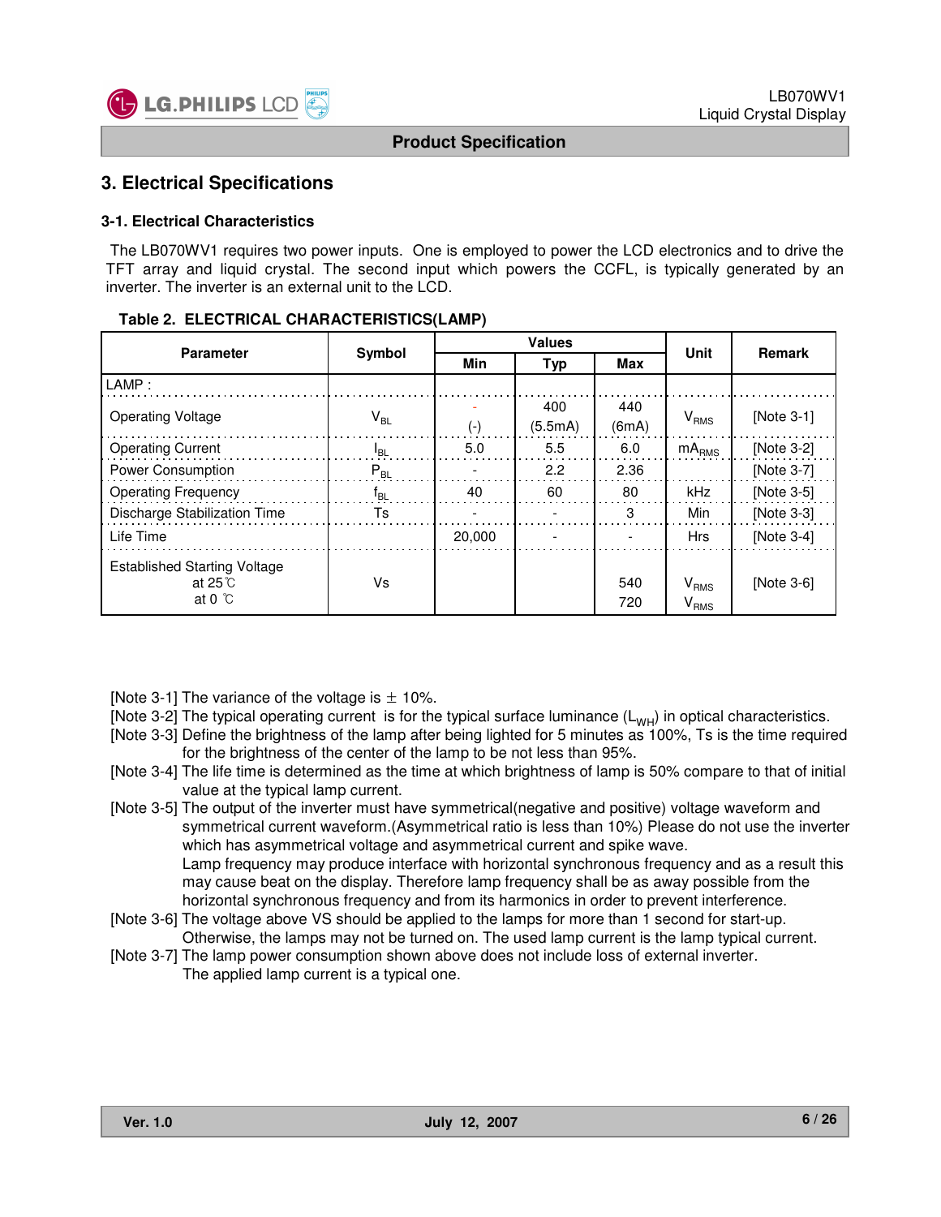## 3. Electrical Specifications

### 3-1. Electrical Characteristics

The LB070WV1 requires two power inputs. One is employed to power the LCD electronics and to drive the TFT array and liquid crystal. The second input which powers the CCFL, is typically generated by an inverter. The inverter is an external unit to the LCD.

**Table 2. ELECTRICAL CHARACTERISTICS(LAMP)**

| Parameter | Symbol | Values | | | Unit | Remark |
|---|---|---|---|---|---|---|
| | | Min | Typ | Max | | |
| LAMP : | | | | | | |
| Operating Voltage | $V_{BL}$ | - (-) | 400 (5.5mA) | 440 (6mA) | $V_{RMS}$ | [Note 3-1] |
| Operating Current | $I_{BL}$ | 5.0 | 5.5 | 6.0 | $mA_{RMS}$ | [Note 3-2] |
| Power Consumption | $P_{BL}$ | - | 2.2 | 2.36 | | [Note 3-7] |
| Operating Frequency | $f_{BL}$ | 40 | 60 | 80 | kHz | [Note 3-5] |
| Discharge Stabilization Time | Ts | - | - | 3 | Min | [Note 3-3] |
| Life Time | | 20,000 | - | - | Hrs | [Note 3-4] |
| Established Starting Voltage<br>at 25℃<br>at 0 ℃ | Vs | | | <br>540<br>720 | <br>$V_{RMS}$<br>$V_{RMS}$ | [Note 3-6] |

[Note 3-1] The variance of the voltage is ± 10%.

[Note 3-2] The typical operating current is for the typical surface luminance ($L_{WH}$) in optical characteristics.

[Note 3-3] Define the brightness of the lamp after being lighted for 5 minutes as 100%, Ts is the time required for the brightness of the center of the lamp to be not less than 95%.

[Note 3-4] The life time is determined as the time at which brightness of lamp is 50% compare to that of initial value at the typical lamp current.

[Note 3-5] The output of the inverter must have symmetrical(negative and positive) voltage waveform and symmetrical current waveform.(Asymmetrical ratio is less than 10%) Please do not use the inverter which has asymmetrical voltage and asymmetrical current and spike wave.
Lamp frequency may produce interface with horizontal synchronous frequency and as a result this may cause beat on the display. Therefore lamp frequency shall be as away possible from the horizontal synchronous frequency and from its harmonics in order to prevent interference.

[Note 3-6] The voltage above VS should be applied to the lamps for more than 1 second for start-up. Otherwise, the lamps may not be turned on. The used lamp current is the lamp typical current.

[Note 3-7] The lamp power consumption shown above does not include loss of external inverter. The applied lamp current is a typical one.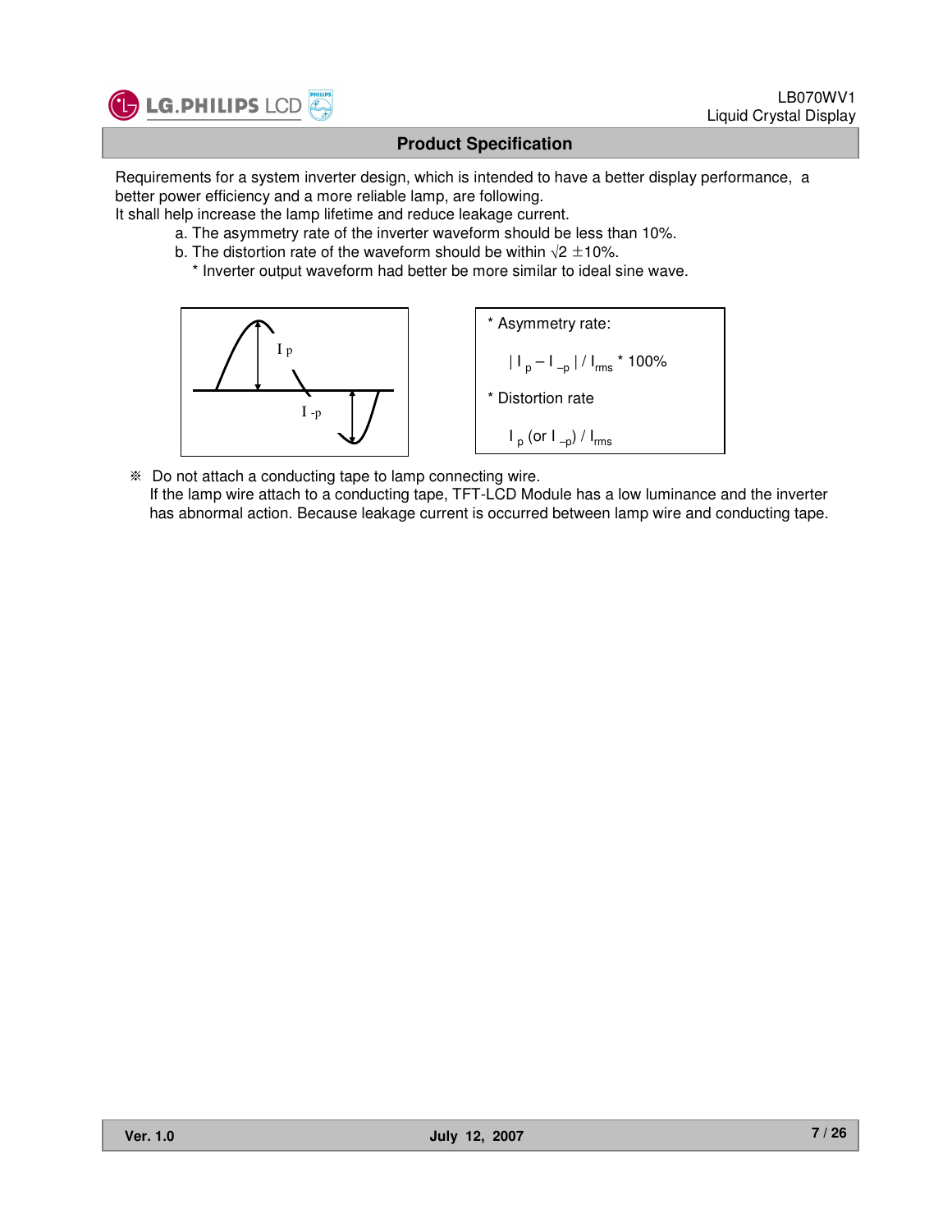## Product Specification

Requirements for a system inverter design, which is intended to have a better display performance, a better power efficiency and a more reliable lamp, are following.
It shall help increase the lamp lifetime and reduce leakage current.

a. The asymmetry rate of the inverter waveform should be less than 10%.
b. The distortion rate of the waveform should be within √2 ±10%.
 * Inverter output waveform had better be more similar to ideal sine wave.

* Asymmetry rate:

$| I_p – I_{-p} | / I_{rms}$ * 100%

* Distortion rate

$I_p$ (or $I_{-p}$) / $I_{rms}$

※ Do not attach a conducting tape to lamp connecting wire.
If the lamp wire attach to a conducting tape, TFT-LCD Module has a low luminance and the inverter has abnormal action. Because leakage current is occurred between lamp wire and conducting tape.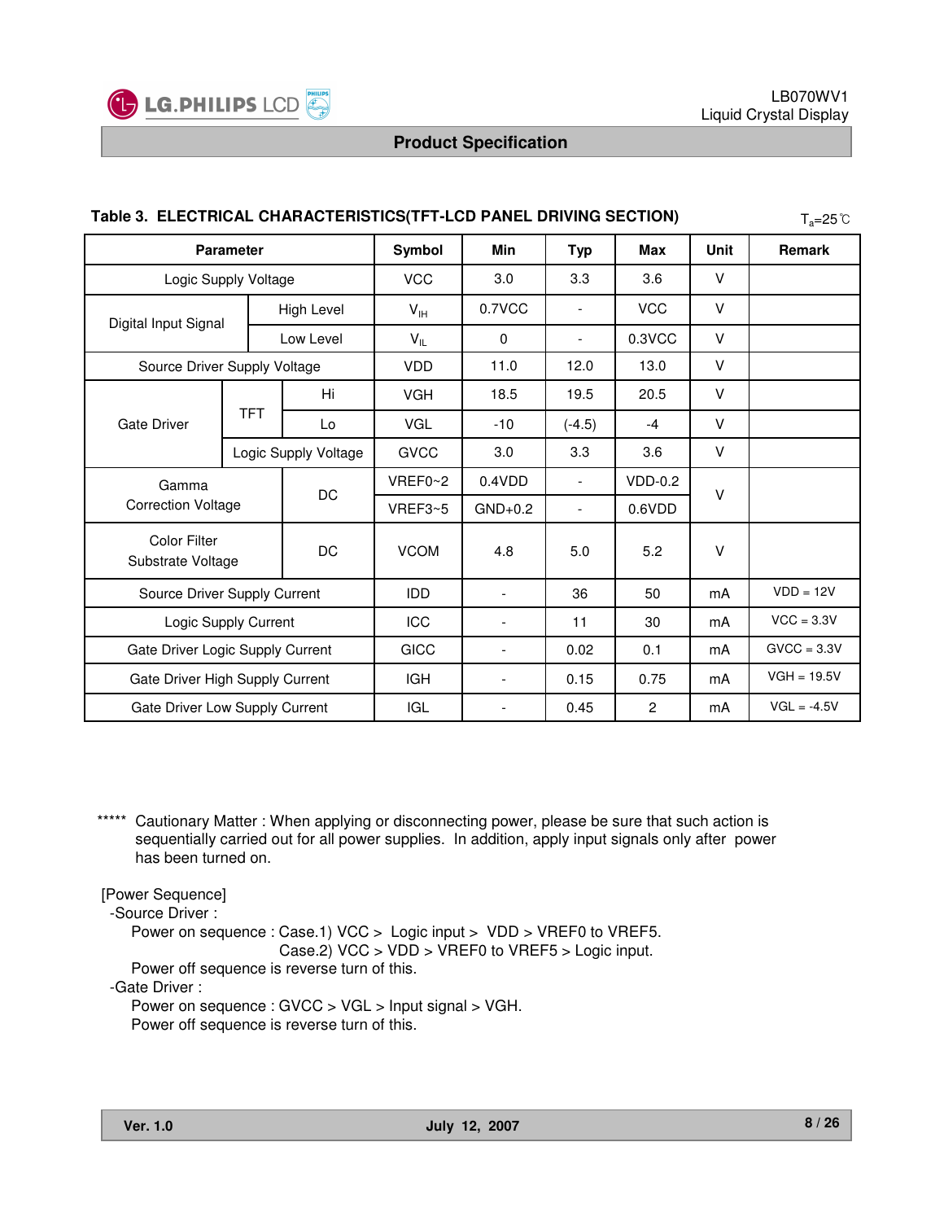**Table 3. ELECTRICAL CHARACTERISTICS(TFT-LCD PANEL DRIVING SECTION)** $T_a$=25℃

| Parameter | | | Symbol | Min | Typ | Max | Unit | Remark |
|---|---|---|---|---|---|---|---|---|
| Logic Supply Voltage | | | VCC | 3.0 | 3.3 | 3.6 | V | |
| Digital Input Signal | High Level | | $V_{IH}$ | 0.7VCC | - | VCC | V | |
| | Low Level | | $V_{IL}$ | 0 | - | 0.3VCC | V | |
| Source Driver Supply Voltage | | | VDD | 11.0 | 12.0 | 13.0 | V | |
| Gate Driver | TFT | Hi | VGH | 18.5 | 19.5 | 20.5 | V | |
| | | Lo | VGL | -10 | (-4.5) | -4 | V | |
| | Logic Supply Voltage | | GVCC | 3.0 | 3.3 | 3.6 | V | |
| Gamma Correction Voltage | | DC | VREF0~2 | 0.4VDD | - | VDD-0.2 | V | |
| | | | VREF3~5 | GND+0.2 | - | 0.6VDD | | |
| Color Filter Substrate Voltage | | DC | VCOM | 4.8 | 5.0 | 5.2 | V | |
| Source Driver Supply Current | | | IDD | - | 36 | 50 | mA | VDD = 12V |
| Logic Supply Current | | | ICC | - | 11 | 30 | mA | VCC = 3.3V |
| Gate Driver Logic Supply Current | | | GICC | - | 0.02 | 0.1 | mA | GVCC = 3.3V |
| Gate Driver High Supply Current | | | IGH | - | 0.15 | 0.75 | mA | VGH = 19.5V |
| Gate Driver Low Supply Current | | | IGL | - | 0.45 | 2 | mA | VGL = -4.5V |

***** Cautionary Matter : When applying or disconnecting power, please be sure that such action is sequentially carried out for all power supplies. In addition, apply input signals only after power has been turned on.

[Power Sequence]

-Source Driver :

Power on sequence : Case.1) VCC > Logic input > VDD > VREF0 to VREF5.

Case.2) VCC > VDD > VREF0 to VREF5 > Logic input.

Power off sequence is reverse turn of this.

-Gate Driver :

Power on sequence : GVCC > VGL > Input signal > VGH.

Power off sequence is reverse turn of this.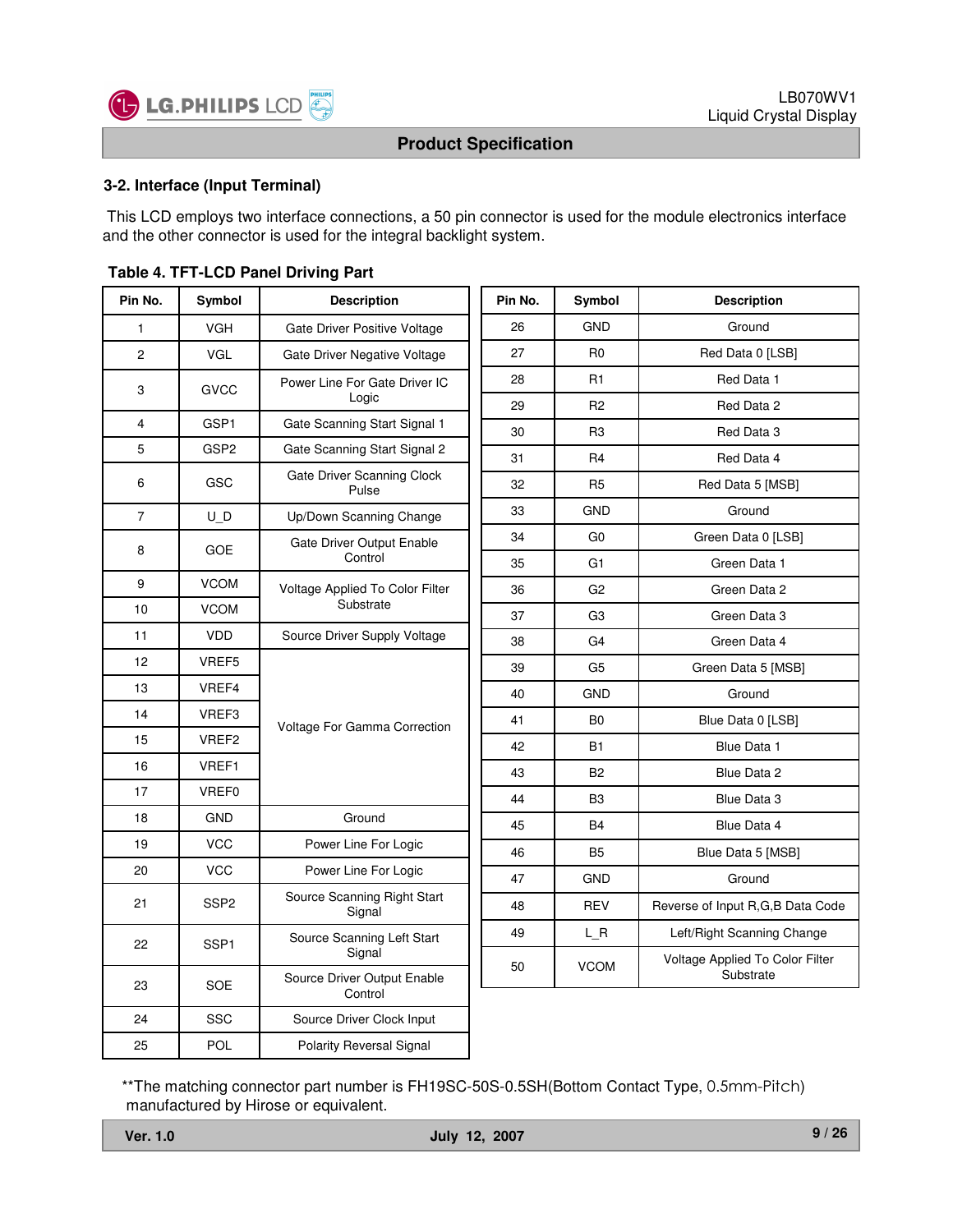### 3-2. Interface (Input Terminal)

This LCD employs two interface connections, a 50 pin connector is used for the module electronics interface and the other connector is used for the integral backlight system.

**Table 4. TFT-LCD Panel Driving Part**

| Pin No. | Symbol | Description |
|---|---|---|
| 1 | VGH | Gate Driver Positive Voltage |
| 2 | VGL | Gate Driver Negative Voltage |
| 3 | GVCC | Power Line For Gate Driver IC Logic |
| 4 | GSP1 | Gate Scanning Start Signal 1 |
| 5 | GSP2 | Gate Scanning Start Signal 2 |
| 6 | GSC | Gate Driver Scanning Clock Pulse |
| 7 | U_D | Up/Down Scanning Change |
| 8 | GOE | Gate Driver Output Enable Control |
| 9 | VCOM | Voltage Applied To Color Filter Substrate |
| 10 | VCOM | Voltage Applied To Color Filter Substrate |
| 11 | VDD | Source Driver Supply Voltage |
| 12 | VREF5 | Voltage For Gamma Correction |
| 13 | VREF4 | Voltage For Gamma Correction |
| 14 | VREF3 | Voltage For Gamma Correction |
| 15 | VREF2 | Voltage For Gamma Correction |
| 16 | VREF1 | Voltage For Gamma Correction |
| 17 | VREF0 | Voltage For Gamma Correction |
| 18 | GND | Ground |
| 19 | VCC | Power Line For Logic |
| 20 | VCC | Power Line For Logic |
| 21 | SSP2 | Source Scanning Right Start Signal |
| 22 | SSP1 | Source Scanning Left Start Signal |
| 23 | SOE | Source Driver Output Enable Control |
| 24 | SSC | Source Driver Clock Input |
| 25 | POL | Polarity Reversal Signal |
| 26 | GND | Ground |
| 27 | R0 | Red Data 0 [LSB] |
| 28 | R1 | Red Data 1 |
| 29 | R2 | Red Data 2 |
| 30 | R3 | Red Data 3 |
| 31 | R4 | Red Data 4 |
| 32 | R5 | Red Data 5 [MSB] |
| 33 | GND | Ground |
| 34 | G0 | Green Data 0 [LSB] |
| 35 | G1 | Green Data 1 |
| 36 | G2 | Green Data 2 |
| 37 | G3 | Green Data 3 |
| 38 | G4 | Green Data 4 |
| 39 | G5 | Green Data 5 [MSB] |
| 40 | GND | Ground |
| 41 | B0 | Blue Data 0 [LSB] |
| 42 | B1 | Blue Data 1 |
| 43 | B2 | Blue Data 2 |
| 44 | B3 | Blue Data 3 |
| 45 | B4 | Blue Data 4 |
| 46 | B5 | Blue Data 5 [MSB] |
| 47 | GND | Ground |
| 48 | REV | Reverse of Input R,G,B Data Code |
| 49 | L_R | Left/Right Scanning Change |
| 50 | VCOM | Voltage Applied To Color Filter Substrate |

**The matching connector part number is FH19SC-50S-0.5SH(Bottom Contact Type, 0.5mm-Pitch) manufactured by Hirose or equivalent.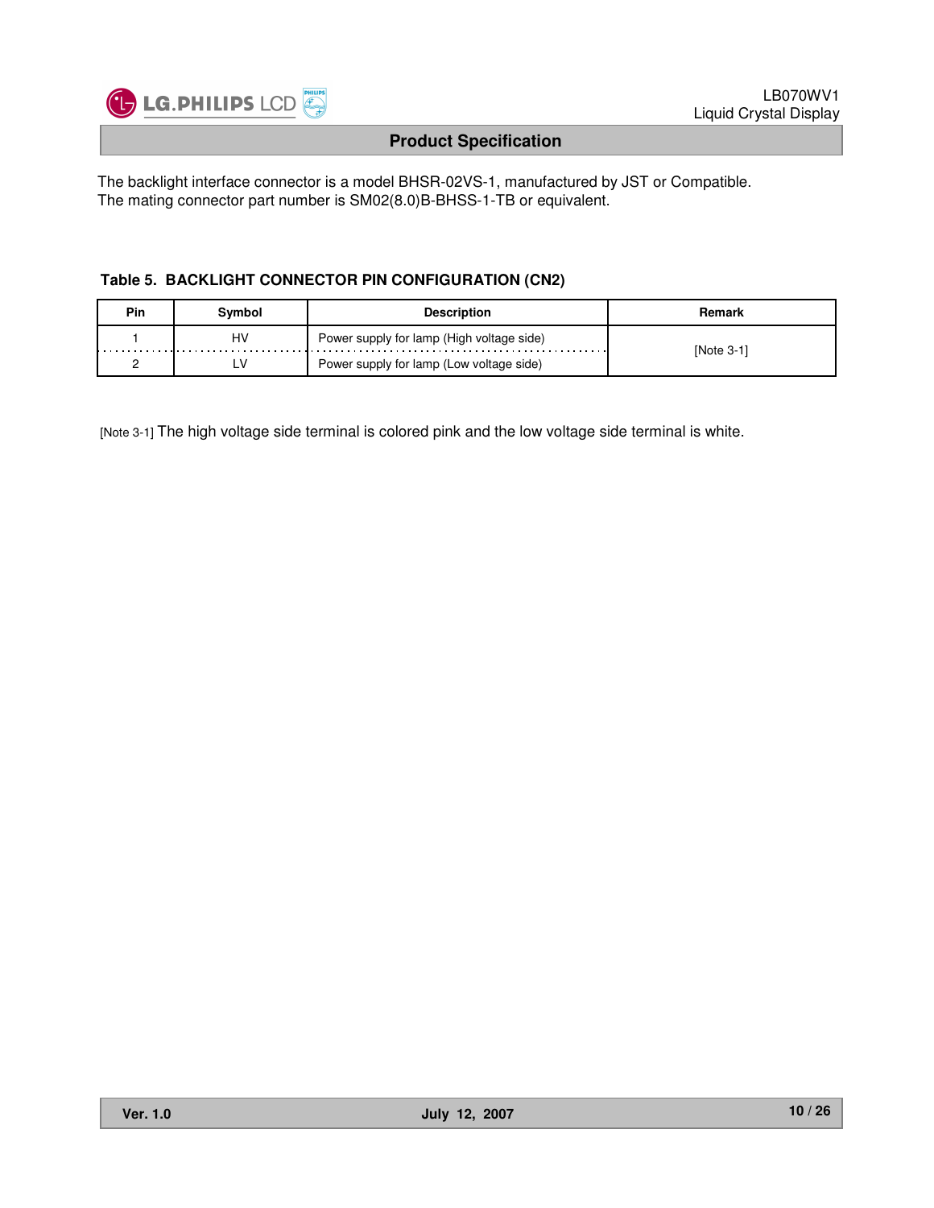The backlight interface connector is a model BHSR-02VS-1, manufactured by JST or Compatible.
The mating connector part number is SM02(8.0)B-BHSS-1-TB or equivalent.

**Table 5. BACKLIGHT CONNECTOR PIN CONFIGURATION (CN2)**

| Pin | Symbol | Description | Remark |
|---|---|---|---|
| 1 | HV | Power supply for lamp (High voltage side) | [Note 3-1] |
| 2 | LV | Power supply for lamp (Low voltage side) | |

[Note 3-1] The high voltage side terminal is colored pink and the low voltage side terminal is white.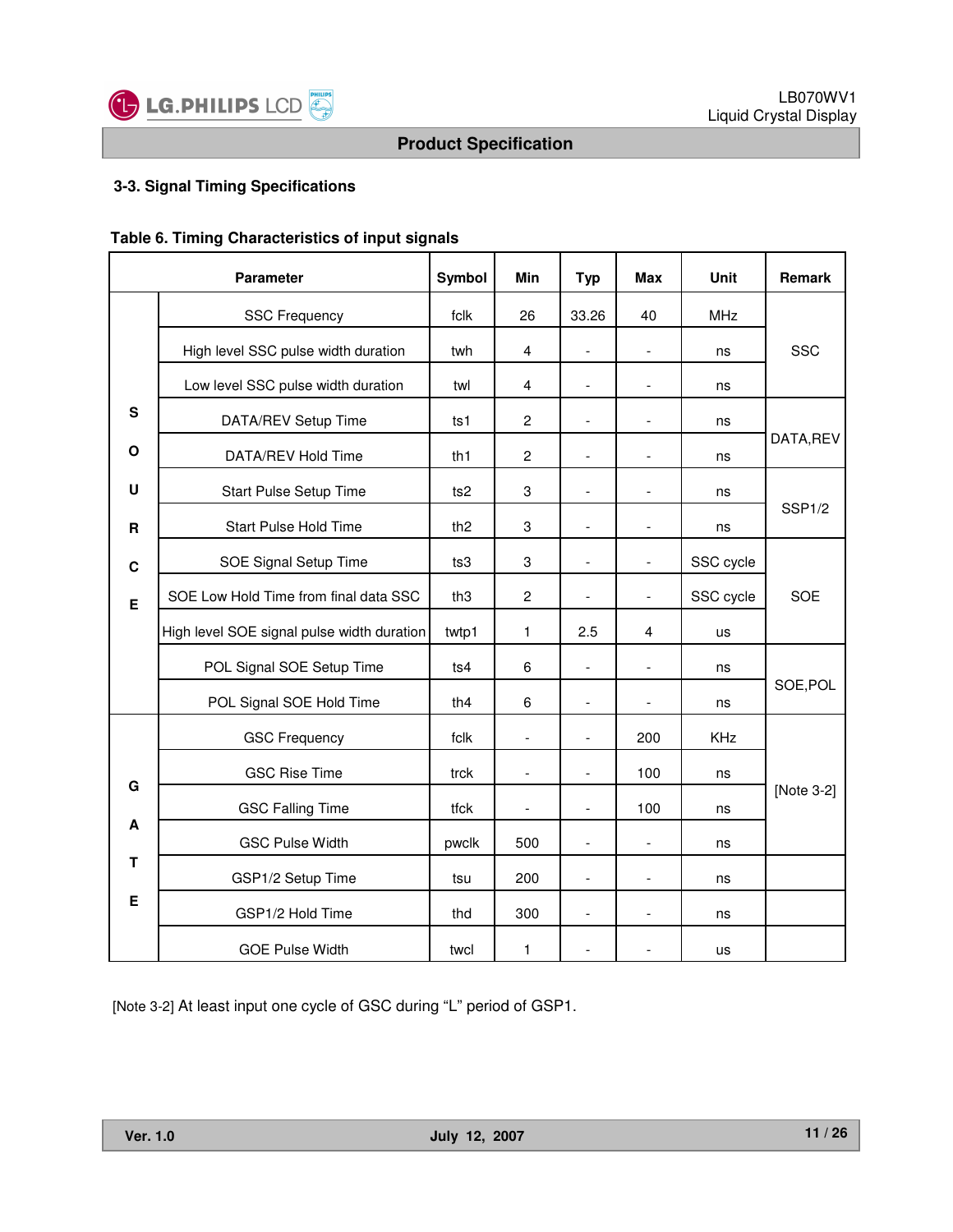### 3-3. Signal Timing Specifications

**Table 6. Timing Characteristics of input signals**

| | Parameter | Symbol | Min | Typ | Max | Unit | Remark |
|---|---|---|---|---|---|---|---|
| SOURCE | SSC Frequency | fclk | 26 | 33.26 | 40 | MHz | SSC |
| | High level SSC pulse width duration | twh | 4 | - | - | ns | |
| | Low level SSC pulse width duration | twl | 4 | - | - | ns | |
| | DATA/REV Setup Time | ts1 | 2 | - | - | ns | DATA,REV |
| | DATA/REV Hold Time | th1 | 2 | - | - | ns | |
| | Start Pulse Setup Time | ts2 | 3 | - | - | ns | SSP1/2 |
| | Start Pulse Hold Time | th2 | 3 | - | - | ns | |
| | SOE Signal Setup Time | ts3 | 3 | - | - | SSC cycle | SOE |
| | SOE Low Hold Time from final data SSC | th3 | 2 | - | - | SSC cycle | |
| | High level SOE signal pulse width duration | twtp1 | 1 | 2.5 | 4 | us | |
| | POL Signal SOE Setup Time | ts4 | 6 | - | - | ns | SOE,POL |
| | POL Signal SOE Hold Time | th4 | 6 | - | - | ns | |
| GATE | GSC Frequency | fclk | - | - | 200 | KHz | [Note 3-2] |
| | GSC Rise Time | trck | - | - | 100 | ns | |
| | GSC Falling Time | tfck | - | - | 100 | ns | |
| | GSC Pulse Width | pwclk | 500 | - | - | ns | |
| | GSP1/2 Setup Time | tsu | 200 | - | - | ns | |
| | GSP1/2 Hold Time | thd | 300 | - | - | ns | |
| | GOE Pulse Width | twcl | 1 | - | - | us | |

[Note 3-2] At least input one cycle of GSC during "L" period of GSP1.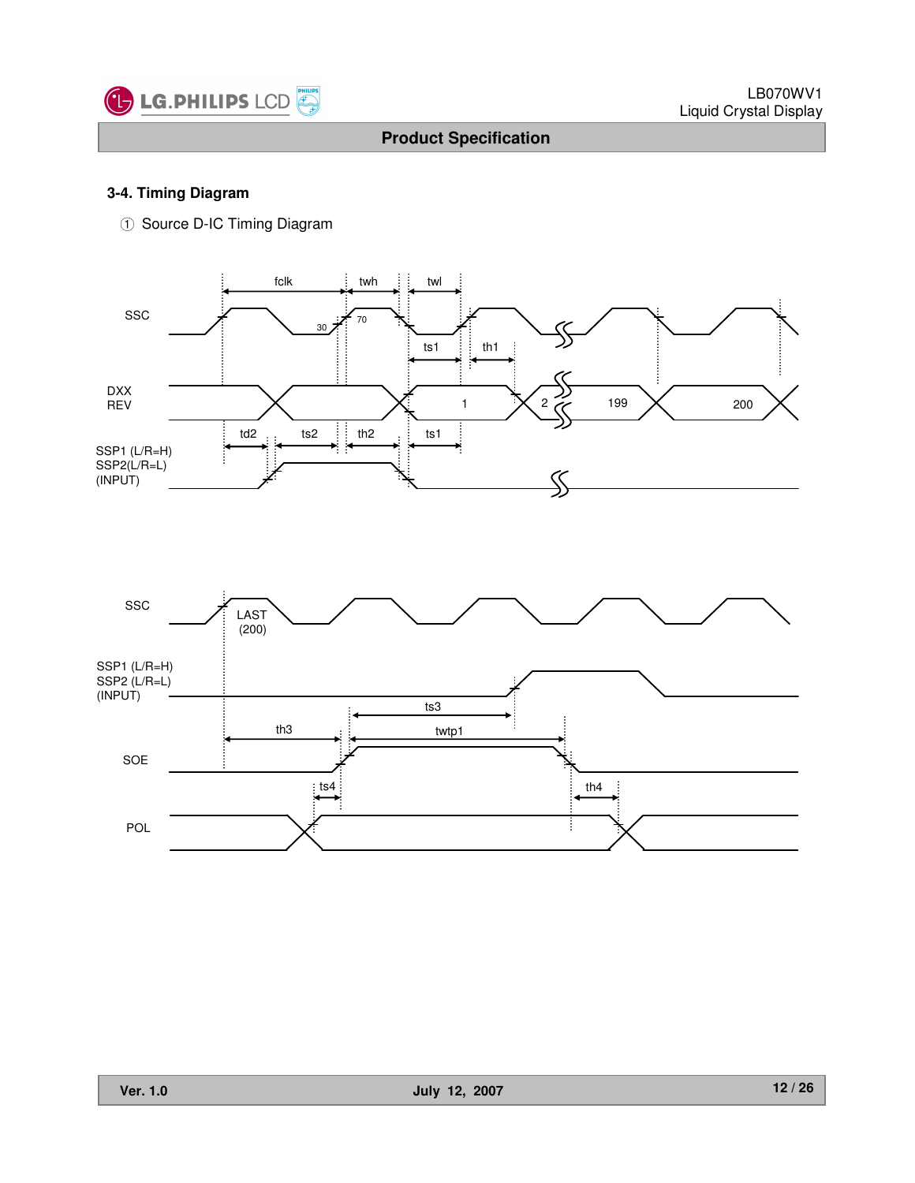### 3-4. Timing Diagram

① Source D-IC Timing Diagram

SSC

fclk twh twl

30 70

ts1 th1

DXX
REV

1 2 199 200

td2 ts2 th2 ts1

SSP1 (L/R=H)
SSP2(L/R=L)
(INPUT)

SSC

LAST
(200)

SSP1 (L/R=H)
SSP2 (L/R=L)
(INPUT)

ts3

th3 twtp1

SOE

ts4 th4

POL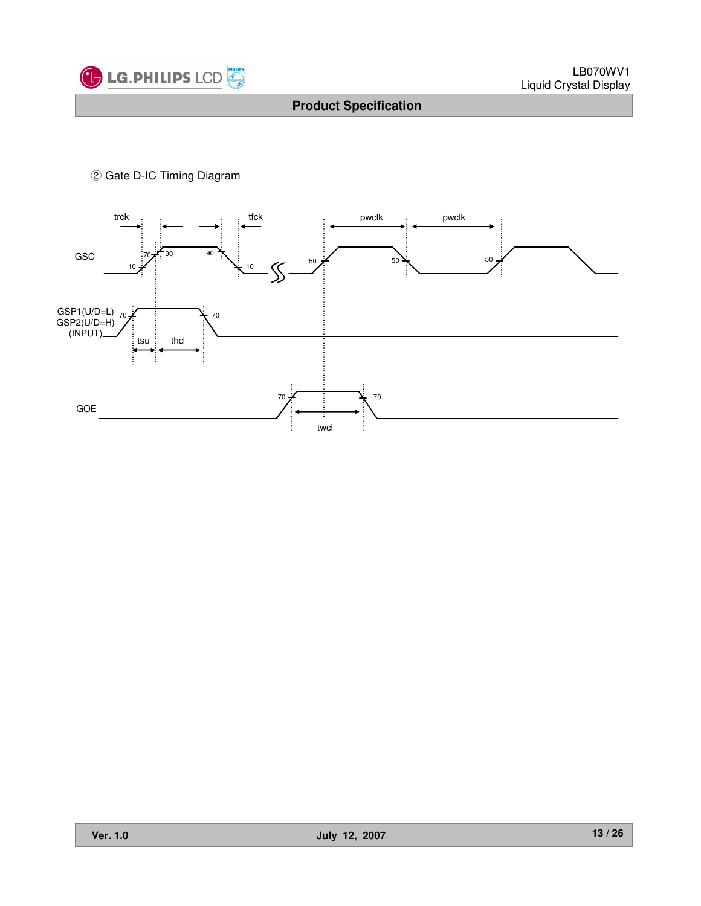② Gate D-IC Timing Diagram

GSC

GSP1(U/D=L)
GSP2(U/D=H)
(INPUT)

GOE

trck tfck pwclk pwclk

tsu thd

twcl

10 70 90 90 10 50 50 50

70 70

70 70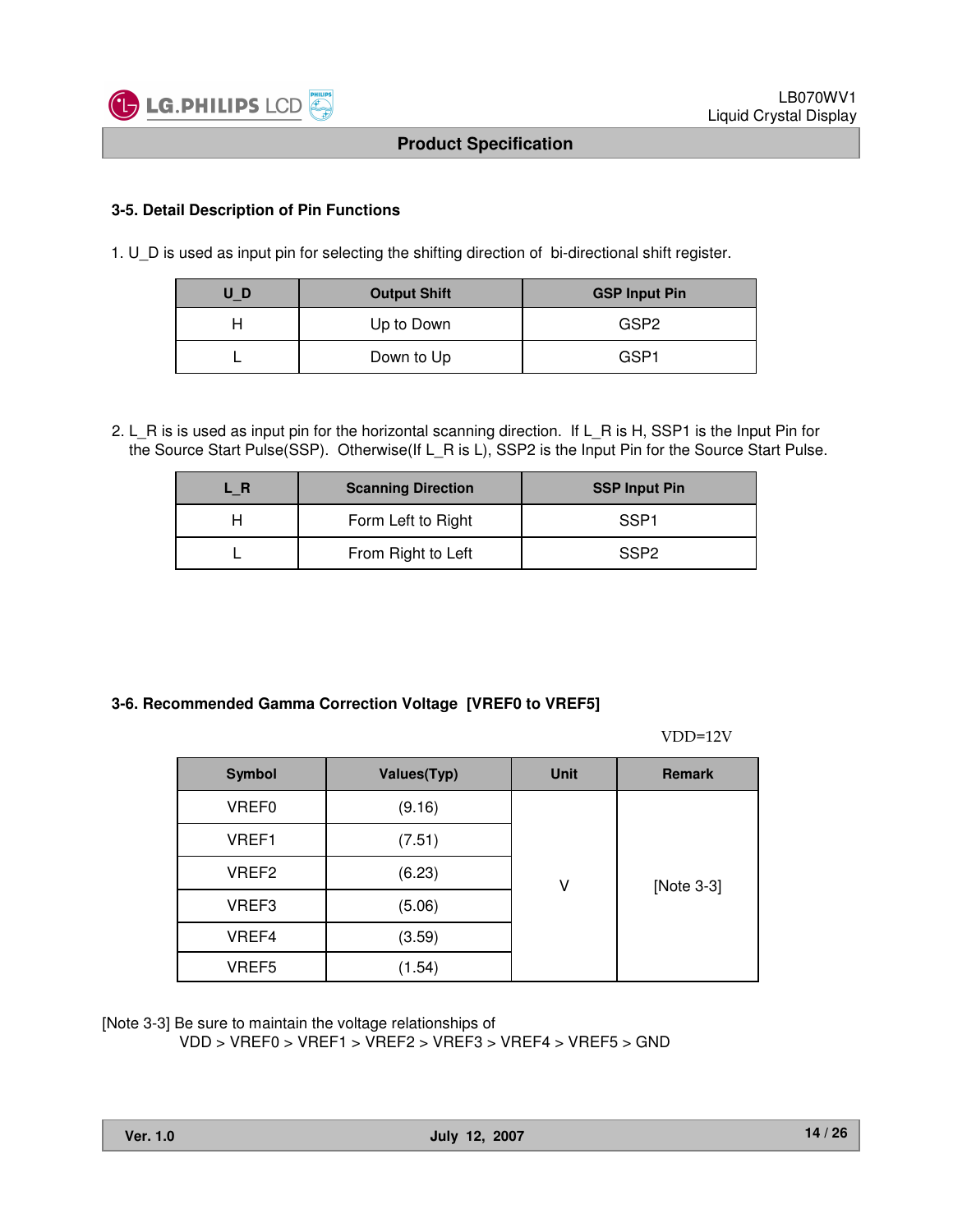### 3-5. Detail Description of Pin Functions

1. U_D is used as input pin for selecting the shifting direction of bi-directional shift register.

| U_D | Output Shift | GSP Input Pin |
|---|---|---|
| H | Up to Down | GSP2 |
| L | Down to Up | GSP1 |

2. L_R is is used as input pin for the horizontal scanning direction. If L_R is H, SSP1 is the Input Pin for the Source Start Pulse(SSP). Otherwise(If L_R is L), SSP2 is the Input Pin for the Source Start Pulse.

| L_R | Scanning Direction | SSP Input Pin |
|---|---|---|
| H | Form Left to Right | SSP1 |
| L | From Right to Left | SSP2 |

### 3-6. Recommended Gamma Correction Voltage [VREF0 to VREF5]

VDD=12V

| Symbol | Values(Typ) | Unit | Remark |
|---|---|---|---|
| VREF0 | (9.16) | V | [Note 3-3] |
| VREF1 | (7.51) | | |
| VREF2 | (6.23) | | |
| VREF3 | (5.06) | | |
| VREF4 | (3.59) | | |
| VREF5 | (1.54) | | |

[Note 3-3] Be sure to maintain the voltage relationships of

VDD > VREF0 > VREF1 > VREF2 > VREF3 > VREF4 > VREF5 > GND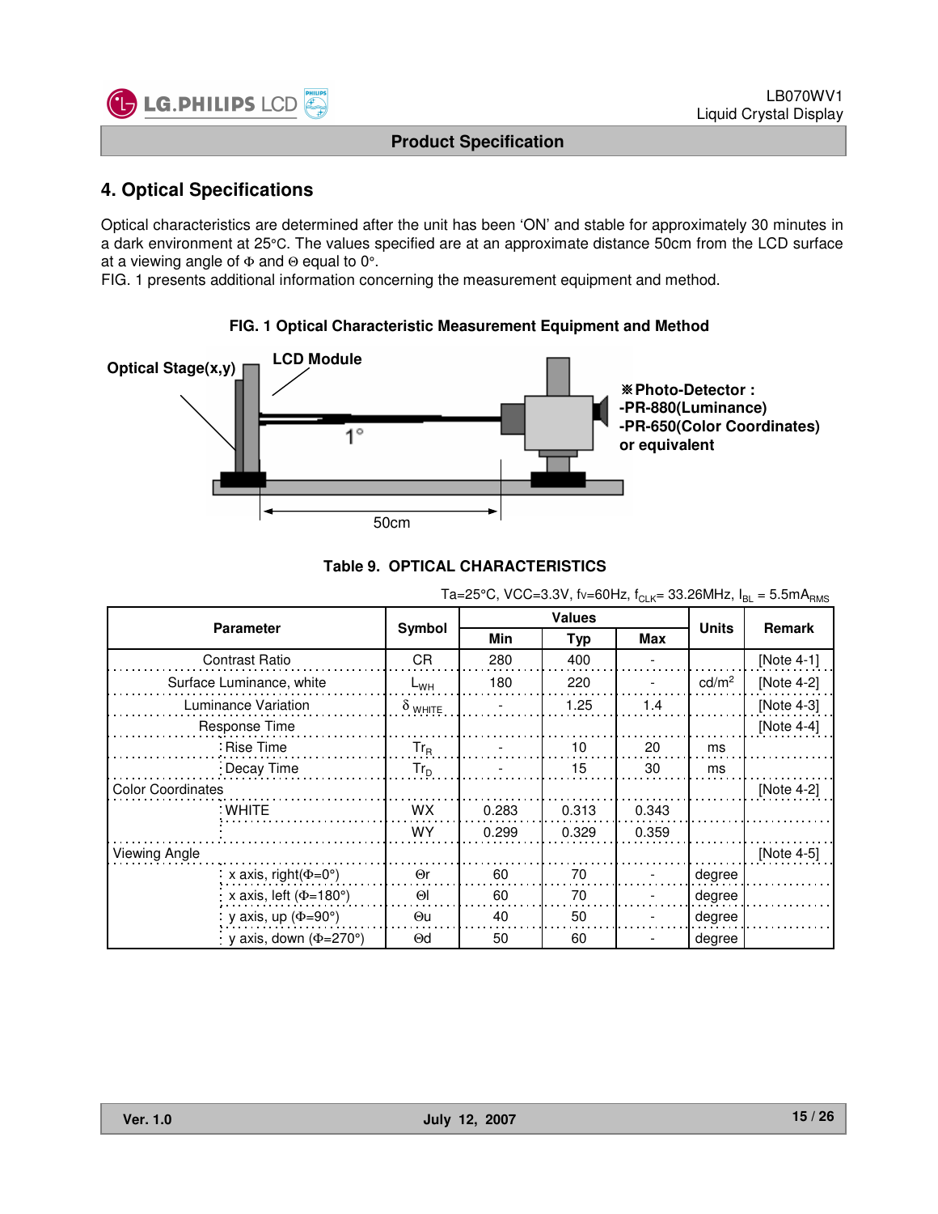## 4. Optical Specifications

Optical characteristics are determined after the unit has been 'ON' and stable for approximately 30 minutes in a dark environment at 25°C. The values specified are at an approximate distance 50cm from the LCD surface at a viewing angle of Φ and Θ equal to 0°.
FIG. 1 presents additional information concerning the measurement equipment and method.

**FIG. 1 Optical Characteristic Measurement Equipment and Method**

Optical Stage(x,y)
LCD Module
1°
50cm

※Photo-Detector :
-PR-880(Luminance)
-PR-650(Color Coordinates)
or equivalent

**Table 9. OPTICAL CHARACTERISTICS**

Ta=25°C, VCC=3.3V, fv=60Hz, $f_{CLK}$= 33.26MHz, $I_{BL}$ = 5.5$mA_{RMS}$

| Parameter | | Symbol | Values | | | Units | Remark |
|---|---|---|---|---|---|---|---|
| | | | Min | Typ | Max | | |
| Contrast Ratio | | CR | 280 | 400 | - | | [Note 4-1] |
| Surface Luminance, white | | $L_{WH}$ | 180 | 220 | - | cd/m$^2$ | [Note 4-2] |
| Luminance Variation | | $\delta_{WHITE}$ | - | 1.25 | 1.4 | | [Note 4-3] |
| Response Time | | | | | | | [Note 4-4] |
| | Rise Time | $Tr_R$ | - | 10 | 20 | ms | |
| | Decay Time | $Tr_D$ | - | 15 | 30 | ms | |
| Color Coordinates | | | | | | | [Note 4-2] |
| | WHITE | WX | 0.283 | 0.313 | 0.343 | | |
| | | WY | 0.299 | 0.329 | 0.359 | | |
| Viewing Angle | | | | | | | [Note 4-5] |
| | x axis, right(Φ=0°) | Θr | 60 | 70 | - | degree | |
| | x axis, left (Φ=180°) | Θl | 60 | 70 | - | degree | |
| | y axis, up (Φ=90°) | Θu | 40 | 50 | - | degree | |
| | y axis, down (Φ=270°) | Θd | 50 | 60 | - | degree | |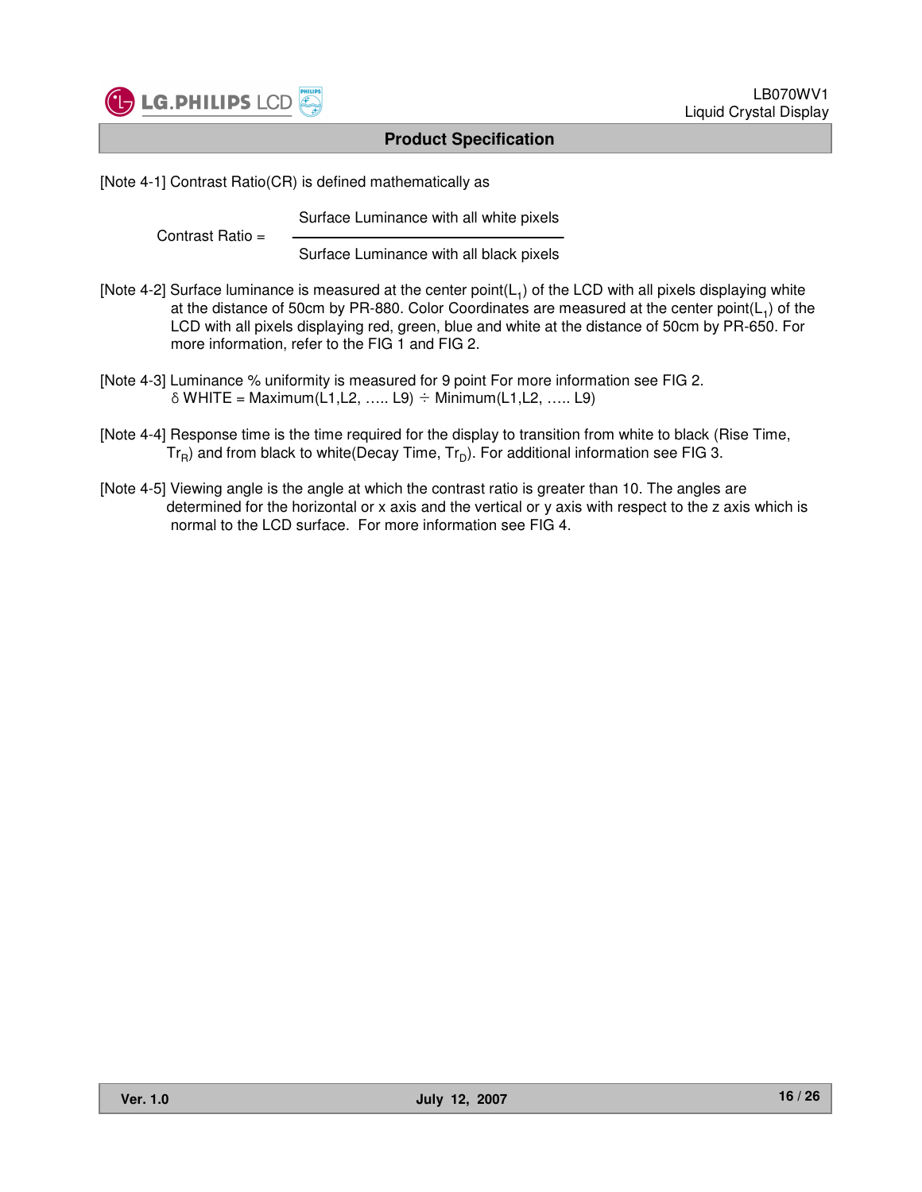[Note 4-1] Contrast Ratio(CR) is defined mathematically as

$$\text{Contrast Ratio} = \frac{\text{Surface Luminance with all white pixels}}{\text{Surface Luminance with all black pixels}}$$

[Note 4-2] Surface luminance is measured at the center point($L_1$) of the LCD with all pixels displaying white at the distance of 50cm by PR-880. Color Coordinates are measured at the center point($L_1$) of the LCD with all pixels displaying red, green, blue and white at the distance of 50cm by PR-650. For more information, refer to the FIG 1 and FIG 2.

[Note 4-3] Luminance % uniformity is measured for 9 point For more information see FIG 2.
$\delta$ WHITE = Maximum(L1,L2, ….. L9) ÷ Minimum(L1,L2, ….. L9)

[Note 4-4] Response time is the time required for the display to transition from white to black (Rise Time, $Tr_R$) and from black to white(Decay Time, $Tr_D$). For additional information see FIG 3.

[Note 4-5] Viewing angle is the angle at which the contrast ratio is greater than 10. The angles are determined for the horizontal or x axis and the vertical or y axis with respect to the z axis which is normal to the LCD surface. For more information see FIG 4.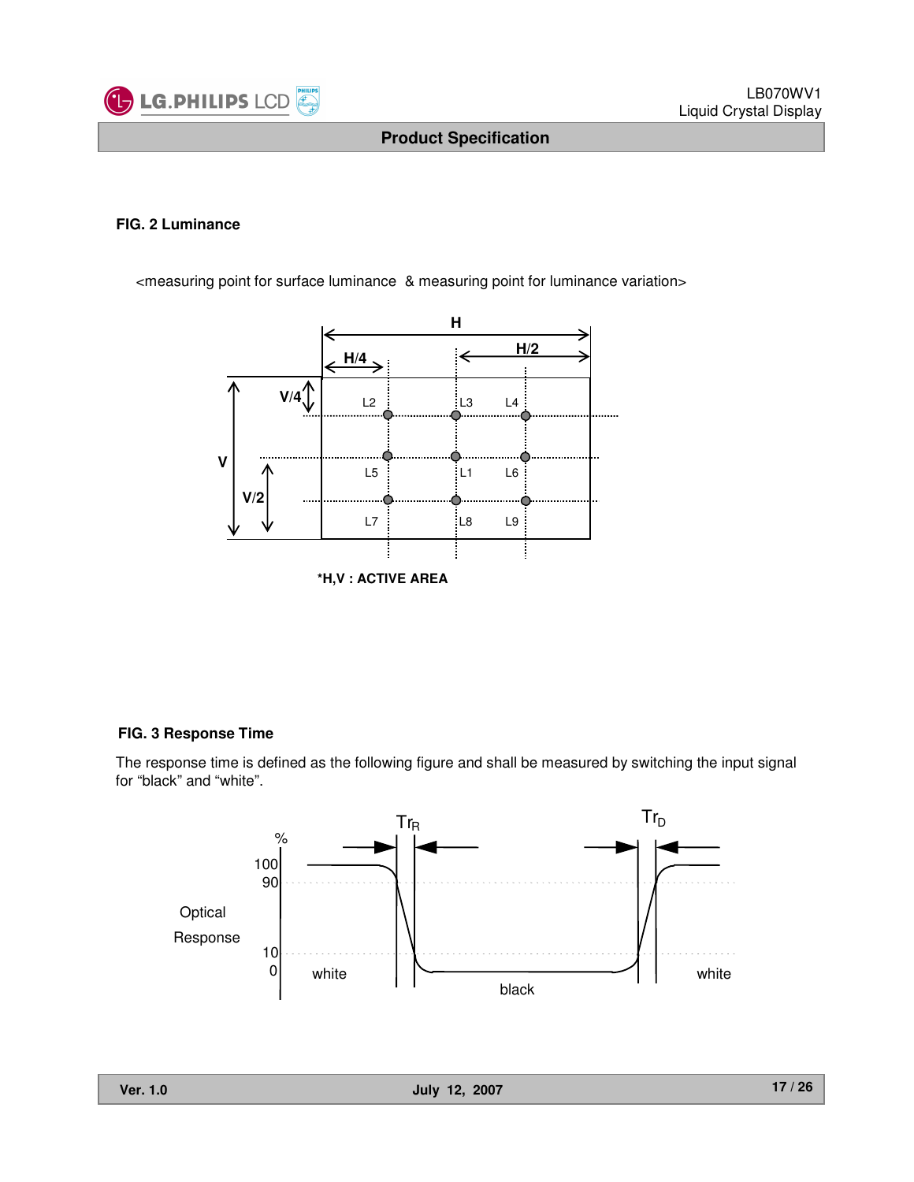**FIG. 2 Luminance**

<measuring point for surface luminance & measuring point for luminance variation>

*H,V : ACTIVE AREA

**FIG. 3 Response Time**

The response time is defined as the following figure and shall be measured by switching the input signal for “black” and “white”.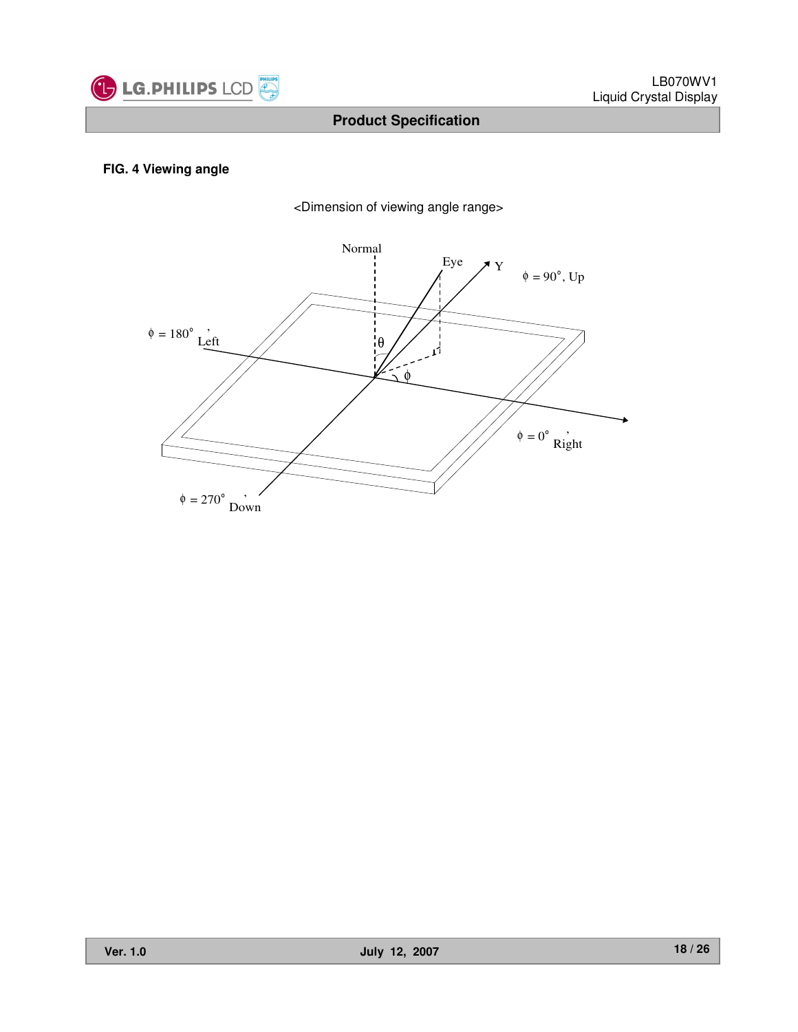**FIG. 4 Viewing angle**

<Dimension of viewing angle range>

Normal

Eye

Y

$\phi = 90°$, Up

$\phi = 180°$, Left

$\theta$

$\phi$

$\phi = 0°$, Right

$\phi = 270°$, Down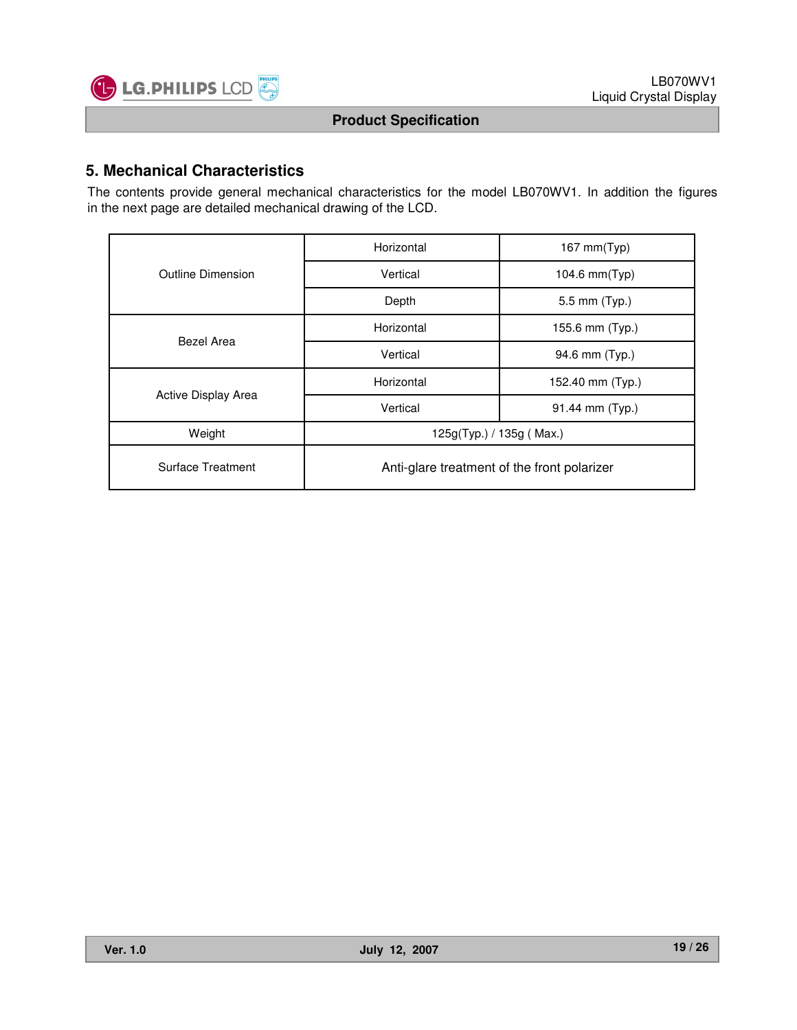## 5. Mechanical Characteristics

The contents provide general mechanical characteristics for the model LB070WV1. In addition the figures in the next page are detailed mechanical drawing of the LCD.

| | | |
|---|---|---|
| Outline Dimension | Horizontal | 167 mm(Typ) |
| | Vertical | 104.6 mm(Typ) |
| | Depth | 5.5 mm (Typ.) |
| Bezel Area | Horizontal | 155.6 mm (Typ.) |
| | Vertical | 94.6 mm (Typ.) |
| Active Display Area | Horizontal | 152.40 mm (Typ.) |
| | Vertical | 91.44 mm (Typ.) |
| Weight | 125g(Typ.) / 135g ( Max.) | |
| Surface Treatment | Anti-glare treatment of the front polarizer | |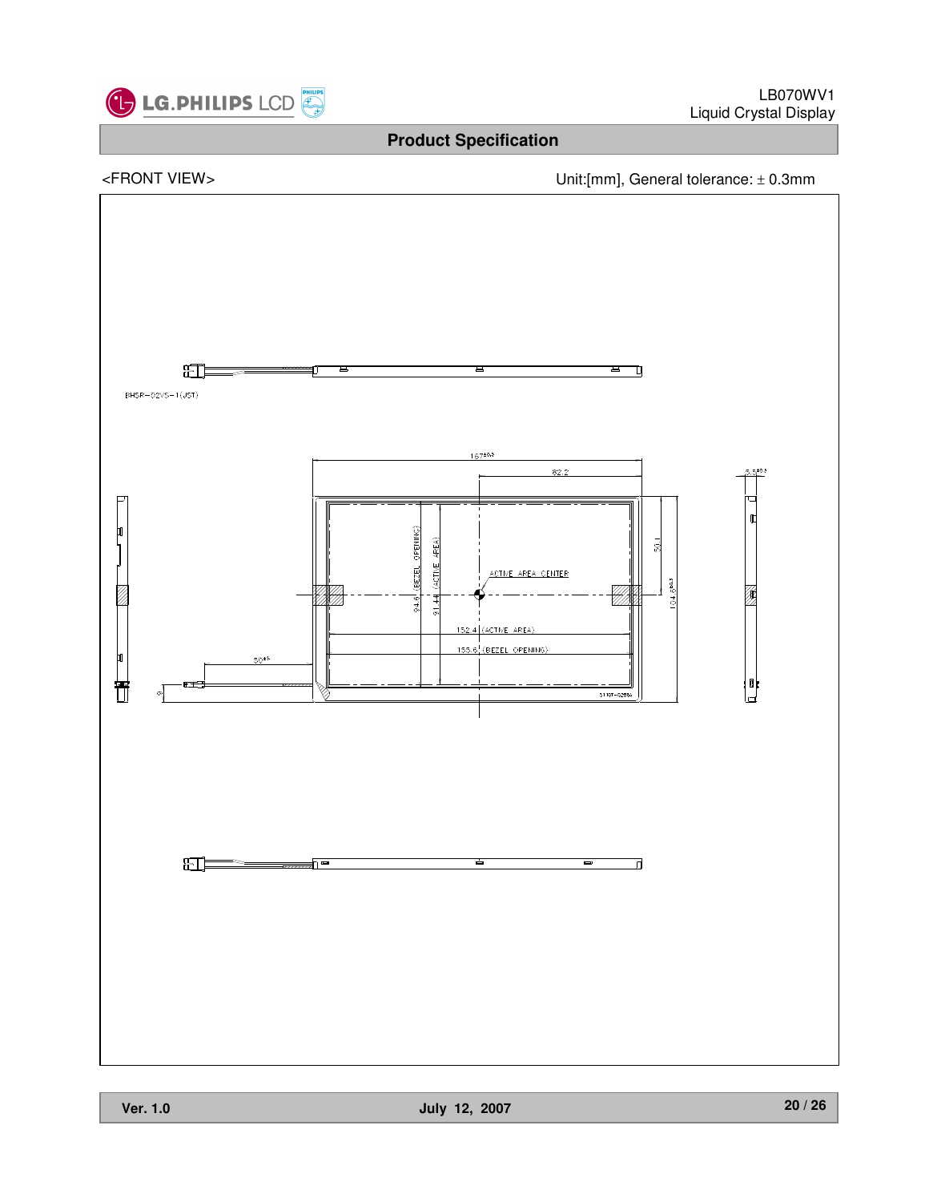## Product Specification

<FRONT VIEW>

Unit:[mm], General tolerance: ± 0.3mm

BHSR-02VS-1(JST)

167$^{\pm0.3}$

82.2

5.5$^{\pm0.3}$

94.6 (BEZEL OPENING)

91.44 (ACTIVE AREA)

ACTIVE AREA CENTER

50.1

104.6$^{\pm0.3}$

152.4 (ACTIVE AREA)

155.6 (BEZEL OPENING)

50$^{\pm5}$

9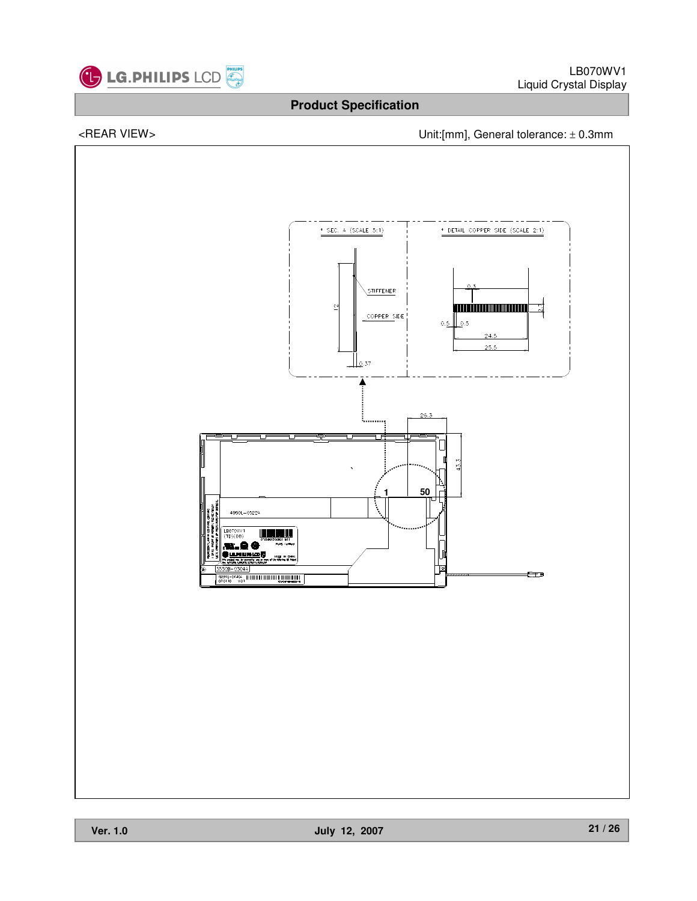<REAR VIEW>

Unit:[mm], General tolerance: ± 0.3mm

* SEC. A (SCALE 5:1)

STIFFENER

COPPER SIDE

12

0.37

* DETAIL COPPER SIDE (SCALE 2:1)

0.3

0.5

0.5

24.5

25.5

2.1

26.3

43.3

1

50

4960L-0322A

3550B-0304A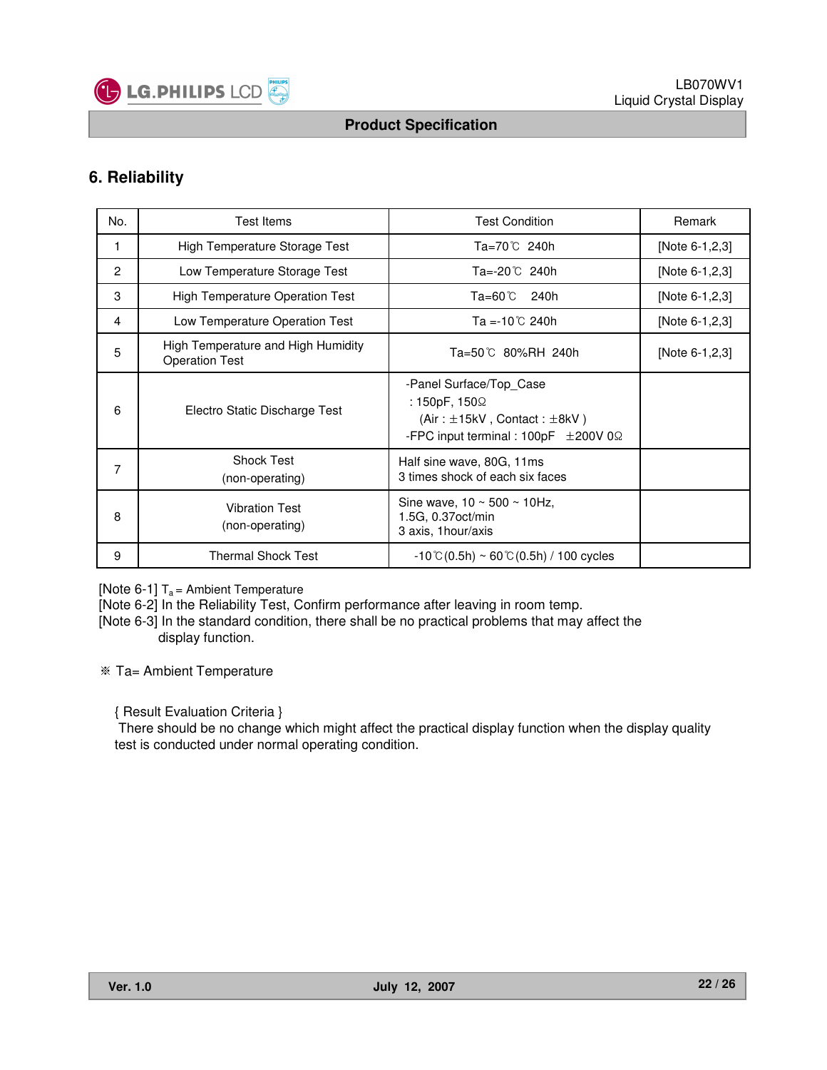# 6. Reliability

| No. | Test Items | Test Condition | Remark |
|---|---|---|---|
| 1 | High Temperature Storage Test | Ta=70℃ 240h | [Note 6-1,2,3] |
| 2 | Low Temperature Storage Test | Ta=-20℃ 240h | [Note 6-1,2,3] |
| 3 | High Temperature Operation Test | Ta=60℃ 240h | [Note 6-1,2,3] |
| 4 | Low Temperature Operation Test | Ta =-10℃ 240h | [Note 6-1,2,3] |
| 5 | High Temperature and High Humidity Operation Test | Ta=50℃ 80%RH 240h | [Note 6-1,2,3] |
| 6 | Electro Static Discharge Test | -Panel Surface/Top_Case : 150pF, 150Ω (Air : ±15kV , Contact : ±8kV ) -FPC input terminal : 100pF ±200V 0Ω | |
| 7 | Shock Test (non-operating) | Half sine wave, 80G, 11ms 3 times shock of each six faces | |
| 8 | Vibration Test (non-operating) | Sine wave, 10 ~ 500 ~ 10Hz, 1.5G, 0.37oct/min 3 axis, 1hour/axis | |
| 9 | Thermal Shock Test | -10℃(0.5h) ~ 60℃(0.5h) / 100 cycles | |

[Note 6-1] $T_a$ = Ambient Temperature
[Note 6-2] In the Reliability Test, Confirm performance after leaving in room temp.
[Note 6-3] In the standard condition, there shall be no practical problems that may affect the display function.

※ Ta= Ambient Temperature

{ Result Evaluation Criteria }
There should be no change which might affect the practical display function when the display quality test is conducted under normal operating condition.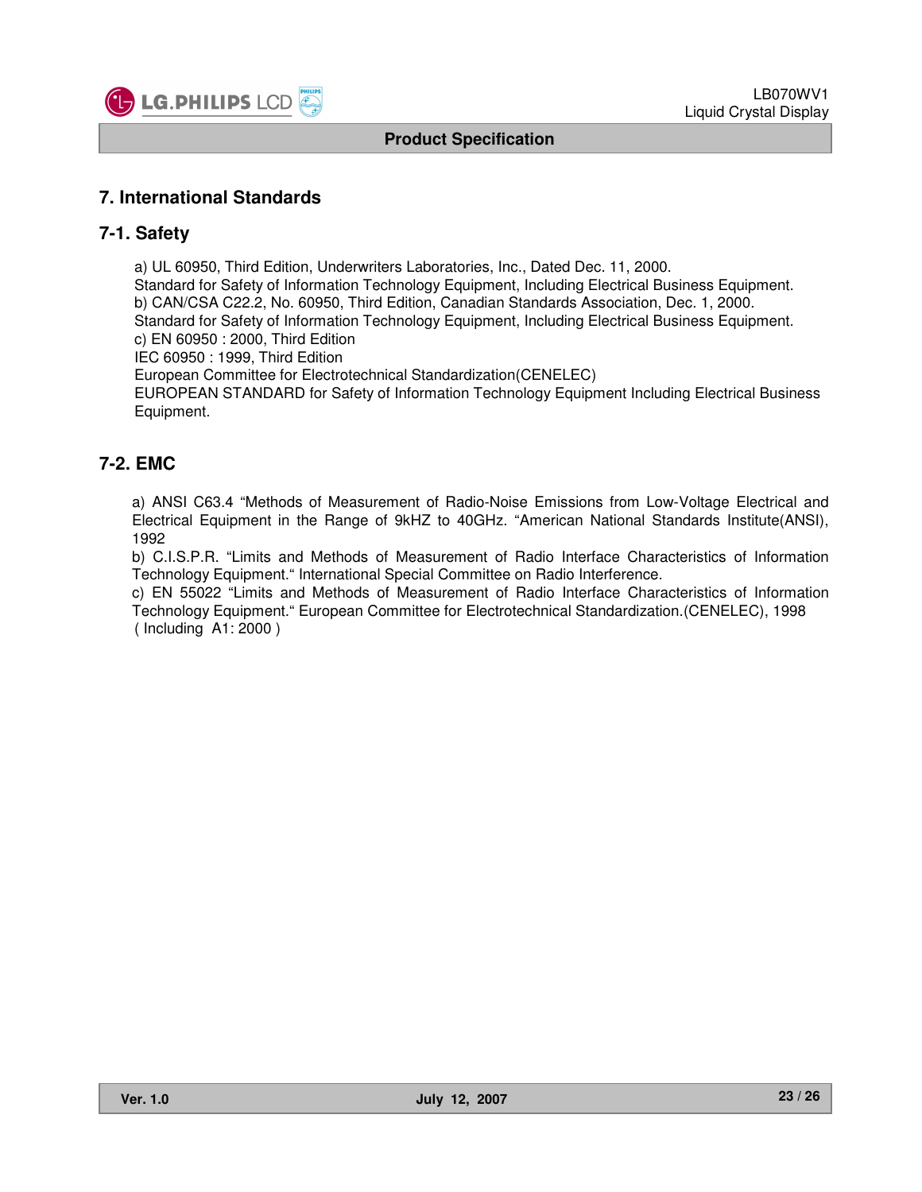# 7. International Standards

## 7-1. Safety

a) UL 60950, Third Edition, Underwriters Laboratories, Inc., Dated Dec. 11, 2000.
Standard for Safety of Information Technology Equipment, Including Electrical Business Equipment.
b) CAN/CSA C22.2, No. 60950, Third Edition, Canadian Standards Association, Dec. 1, 2000.
Standard for Safety of Information Technology Equipment, Including Electrical Business Equipment.
c) EN 60950 : 2000, Third Edition
IEC 60950 : 1999, Third Edition
European Committee for Electrotechnical Standardization(CENELEC)
EUROPEAN STANDARD for Safety of Information Technology Equipment Including Electrical Business Equipment.

## 7-2. EMC

a) ANSI C63.4 "Methods of Measurement of Radio-Noise Emissions from Low-Voltage Electrical and Electrical Equipment in the Range of 9kHZ to 40GHz. "American National Standards Institute(ANSI), 1992
b) C.I.S.P.R. "Limits and Methods of Measurement of Radio Interface Characteristics of Information Technology Equipment." International Special Committee on Radio Interference.
c) EN 55022 "Limits and Methods of Measurement of Radio Interface Characteristics of Information Technology Equipment." European Committee for Electrotechnical Standardization.(CENELEC), 1998 ( Including A1: 2000 )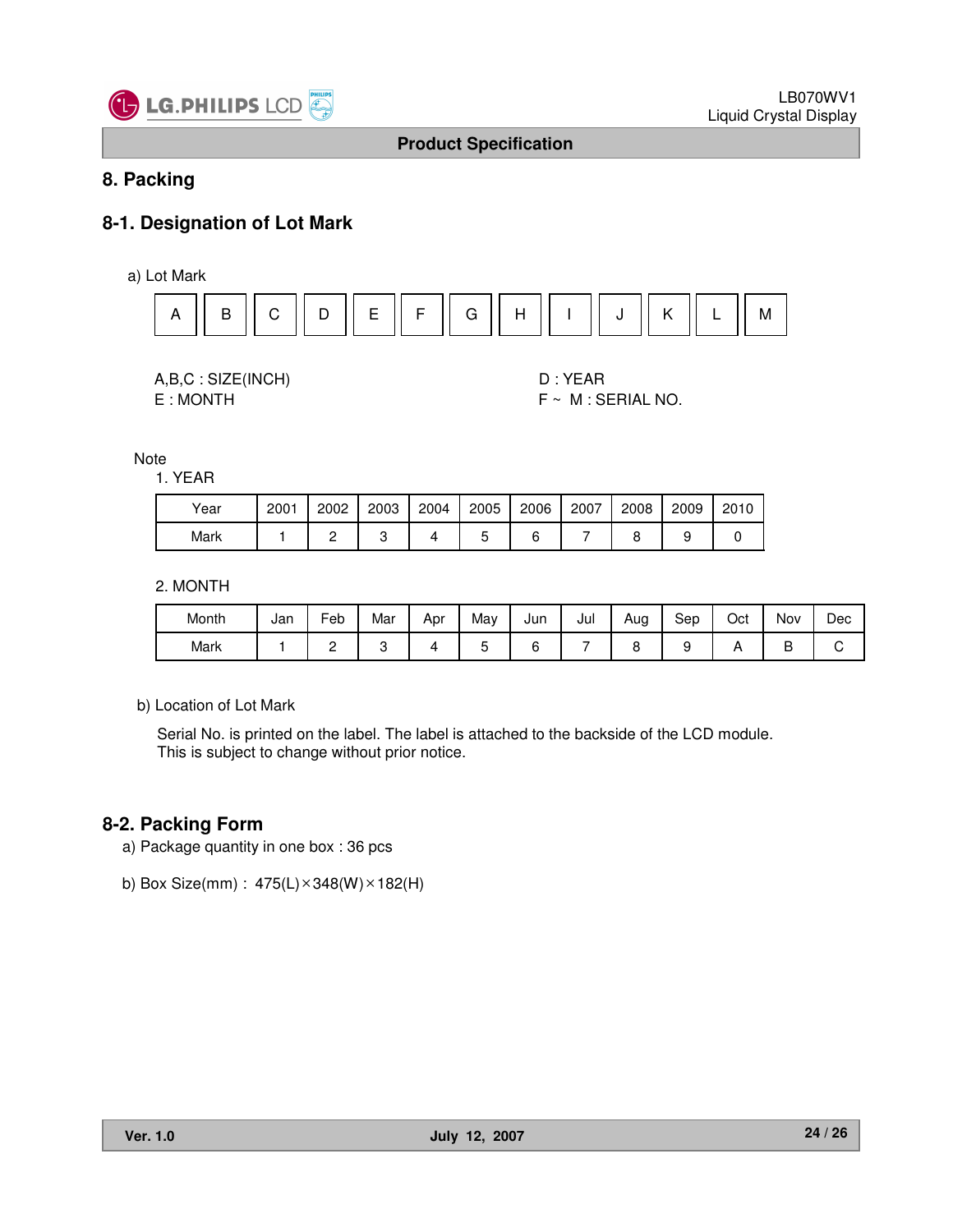## 8. Packing

### 8-1. Designation of Lot Mark

a) Lot Mark

| A | B | C | D | E | F | G | H | I | J | K | L | M |
|---|---|---|---|---|---|---|---|---|---|---|---|---|

A,B,C : SIZE(INCH)
E : MONTH

D : YEAR
F ~ M : SERIAL NO.

Note

1. YEAR

| Year | 2001 | 2002 | 2003 | 2004 | 2005 | 2006 | 2007 | 2008 | 2009 | 2010 |
|---|---|---|---|---|---|---|---|---|---|---|
| Mark | 1 | 2 | 3 | 4 | 5 | 6 | 7 | 8 | 9 | 0 |

2. MONTH

| Month | Jan | Feb | Mar | Apr | May | Jun | Jul | Aug | Sep | Oct | Nov | Dec |
|---|---|---|---|---|---|---|---|---|---|---|---|---|
| Mark | 1 | 2 | 3 | 4 | 5 | 6 | 7 | 8 | 9 | A | B | C |

b) Location of Lot Mark

Serial No. is printed on the label. The label is attached to the backside of the LCD module.
This is subject to change without prior notice.

### 8-2. Packing Form

a) Package quantity in one box : 36 pcs

b) Box Size(mm) : 475(L)×348(W)×182(H)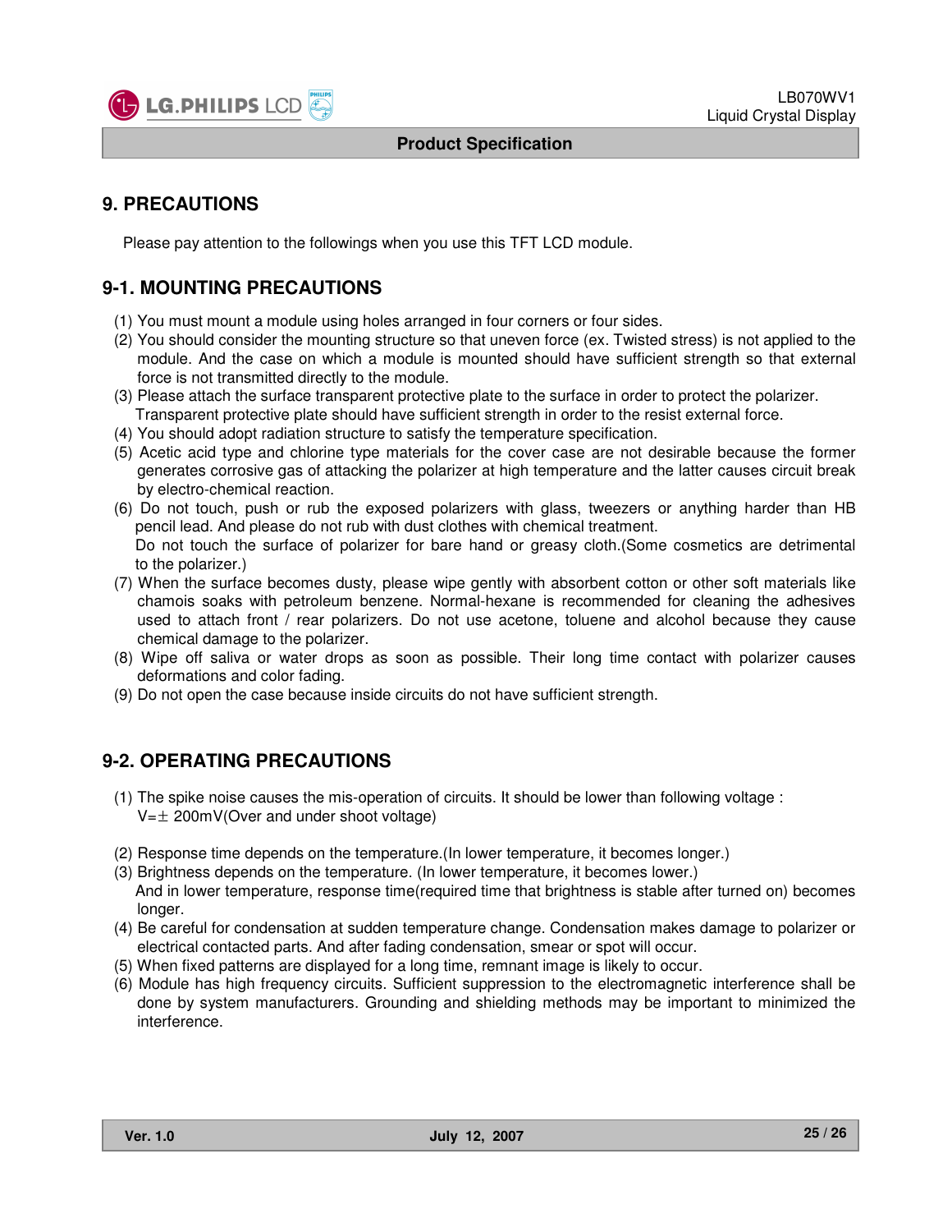## 9. PRECAUTIONS

Please pay attention to the followings when you use this TFT LCD module.

### 9-1. MOUNTING PRECAUTIONS

(1) You must mount a module using holes arranged in four corners or four sides.
(2) You should consider the mounting structure so that uneven force (ex. Twisted stress) is not applied to the module. And the case on which a module is mounted should have sufficient strength so that external force is not transmitted directly to the module.
(3) Please attach the surface transparent protective plate to the surface in order to protect the polarizer. Transparent protective plate should have sufficient strength in order to the resist external force.
(4) You should adopt radiation structure to satisfy the temperature specification.
(5) Acetic acid type and chlorine type materials for the cover case are not desirable because the former generates corrosive gas of attacking the polarizer at high temperature and the latter causes circuit break by electro-chemical reaction.
(6) Do not touch, push or rub the exposed polarizers with glass, tweezers or anything harder than HB pencil lead. And please do not rub with dust clothes with chemical treatment.
 Do not touch the surface of polarizer for bare hand or greasy cloth.(Some cosmetics are detrimental to the polarizer.)
(7) When the surface becomes dusty, please wipe gently with absorbent cotton or other soft materials like chamois soaks with petroleum benzene. Normal-hexane is recommended for cleaning the adhesives used to attach front / rear polarizers. Do not use acetone, toluene and alcohol because they cause chemical damage to the polarizer.
(8) Wipe off saliva or water drops as soon as possible. Their long time contact with polarizer causes deformations and color fading.
(9) Do not open the case because inside circuits do not have sufficient strength.

### 9-2. OPERATING PRECAUTIONS

(1) The spike noise causes the mis-operation of circuits. It should be lower than following voltage :
 V=± 200mV(Over and under shoot voltage)

(2) Response time depends on the temperature.(In lower temperature, it becomes longer.)
(3) Brightness depends on the temperature. (In lower temperature, it becomes lower.)
 And in lower temperature, response time(required time that brightness is stable after turned on) becomes longer.
(4) Be careful for condensation at sudden temperature change. Condensation makes damage to polarizer or electrical contacted parts. And after fading condensation, smear or spot will occur.
(5) When fixed patterns are displayed for a long time, remnant image is likely to occur.
(6) Module has high frequency circuits. Sufficient suppression to the electromagnetic interference shall be done by system manufacturers. Grounding and shielding methods may be important to minimized the interference.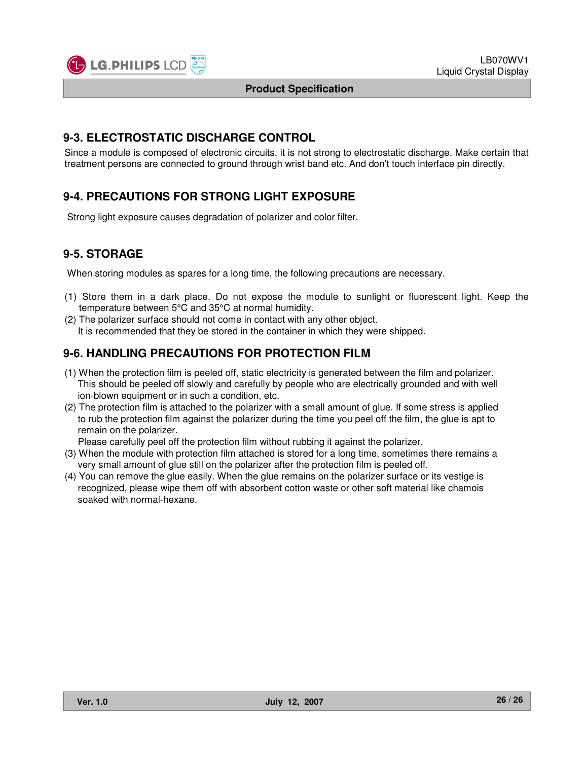## 9-3. ELECTROSTATIC DISCHARGE CONTROL

Since a module is composed of electronic circuits, it is not strong to electrostatic discharge. Make certain that treatment persons are connected to ground through wrist band etc. And don't touch interface pin directly.

## 9-4. PRECAUTIONS FOR STRONG LIGHT EXPOSURE

Strong light exposure causes degradation of polarizer and color filter.

## 9-5. STORAGE

When storing modules as spares for a long time, the following precautions are necessary.

(1) Store them in a dark place. Do not expose the module to sunlight or fluorescent light. Keep the temperature between 5°C and 35°C at normal humidity.
(2) The polarizer surface should not come in contact with any other object.
It is recommended that they be stored in the container in which they were shipped.

## 9-6. HANDLING PRECAUTIONS FOR PROTECTION FILM

(1) When the protection film is peeled off, static electricity is generated between the film and polarizer. This should be peeled off slowly and carefully by people who are electrically grounded and with well ion-blown equipment or in such a condition, etc.
(2) The protection film is attached to the polarizer with a small amount of glue. If some stress is applied to rub the protection film against the polarizer during the time you peel off the film, the glue is apt to remain on the polarizer.
Please carefully peel off the protection film without rubbing it against the polarizer.
(3) When the module with protection film attached is stored for a long time, sometimes there remains a very small amount of glue still on the polarizer after the protection film is peeled off.
(4) You can remove the glue easily. When the glue remains on the polarizer surface or its vestige is recognized, please wipe them off with absorbent cotton waste or other soft material like chamois soaked with normal-hexane.